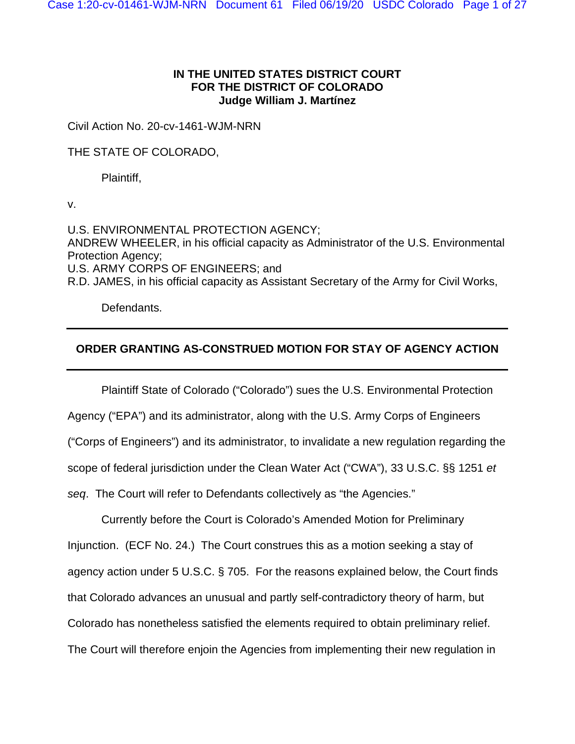**IN THE UNITED STATES DISTRICT COURT**
**FOR THE DISTRICT OF COLORADO**
**Judge William J. Martínez**

Civil Action No. 20-cv-1461-WJM-NRN

THE STATE OF COLORADO,

Plaintiff,

v.

U.S. ENVIRONMENTAL PROTECTION AGENCY;
ANDREW WHEELER, in his official capacity as Administrator of the U.S. Environmental Protection Agency;
U.S. ARMY CORPS OF ENGINEERS; and
R.D. JAMES, in his official capacity as Assistant Secretary of the Army for Civil Works,

Defendants.

---

**ORDER GRANTING AS-CONSTRUED MOTION FOR STAY OF AGENCY ACTION**

---

Plaintiff State of Colorado ("Colorado") sues the U.S. Environmental Protection Agency ("EPA") and its administrator, along with the U.S. Army Corps of Engineers ("Corps of Engineers") and its administrator, to invalidate a new regulation regarding the scope of federal jurisdiction under the Clean Water Act ("CWA"), 33 U.S.C. §§ 1251 *et seq*. The Court will refer to Defendants collectively as "the Agencies."

Currently before the Court is Colorado's Amended Motion for Preliminary Injunction. (ECF No. 24.) The Court construes this as a motion seeking a stay of agency action under 5 U.S.C. § 705. For the reasons explained below, the Court finds that Colorado advances an unusual and partly self-contradictory theory of harm, but Colorado has nonetheless satisfied the elements required to obtain preliminary relief. The Court will therefore enjoin the Agencies from implementing their new regulation in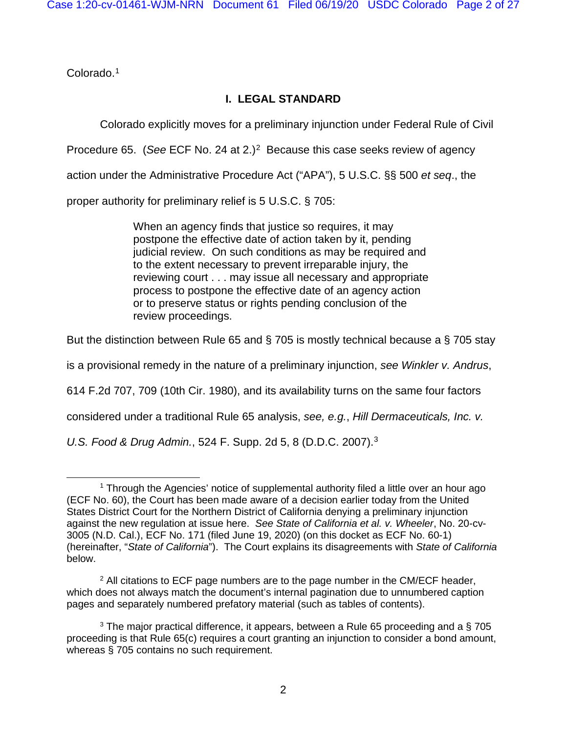Colorado.[1]

## I. LEGAL STANDARD

Colorado explicitly moves for a preliminary injunction under Federal Rule of Civil Procedure 65. (*See* ECF No. 24 at 2.)[2] Because this case seeks review of agency action under the Administrative Procedure Act ("APA"), 5 U.S.C. §§ 500 *et seq*., the proper authority for preliminary relief is 5 U.S.C. § 705:

> When an agency finds that justice so requires, it may postpone the effective date of action taken by it, pending judicial review. On such conditions as may be required and to the extent necessary to prevent irreparable injury, the reviewing court . . . may issue all necessary and appropriate process to postpone the effective date of an agency action or to preserve status or rights pending conclusion of the review proceedings.

But the distinction between Rule 65 and § 705 is mostly technical because a § 705 stay is a provisional remedy in the nature of a preliminary injunction, *see Winkler v. Andrus*, 614 F.2d 707, 709 (10th Cir. 1980), and its availability turns on the same four factors considered under a traditional Rule 65 analysis, *see, e.g.*, *Hill Dermaceuticals, Inc. v. U.S. Food & Drug Admin.*, 524 F. Supp. 2d 5, 8 (D.D.C. 2007).[3]

---

[1] Through the Agencies' notice of supplemental authority filed a little over an hour ago (ECF No. 60), the Court has been made aware of a decision earlier today from the United States District Court for the Northern District of California denying a preliminary injunction against the new regulation at issue here. *See State of California et al. v. Wheeler*, No. 20-cv-3005 (N.D. Cal.), ECF No. 171 (filed June 19, 2020) (on this docket as ECF No. 60-1) (hereinafter, "*State of California*"). The Court explains its disagreements with *State of California* below.

[2] All citations to ECF page numbers are to the page number in the CM/ECF header, which does not always match the document's internal pagination due to unnumbered caption pages and separately numbered prefatory material (such as tables of contents).

[3] The major practical difference, it appears, between a Rule 65 proceeding and a § 705 proceeding is that Rule 65(c) requires a court granting an injunction to consider a bond amount, whereas § 705 contains no such requirement.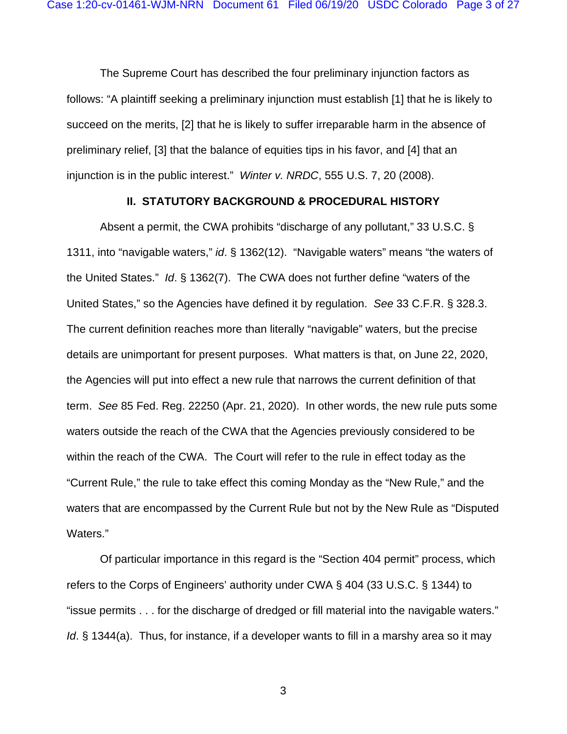The Supreme Court has described the four preliminary injunction factors as follows: "A plaintiff seeking a preliminary injunction must establish [1] that he is likely to succeed on the merits, [2] that he is likely to suffer irreparable harm in the absence of preliminary relief, [3] that the balance of equities tips in his favor, and [4] that an injunction is in the public interest." *Winter v. NRDC*, 555 U.S. 7, 20 (2008).

## II. STATUTORY BACKGROUND & PROCEDURAL HISTORY

Absent a permit, the CWA prohibits "discharge of any pollutant," 33 U.S.C. § 1311, into "navigable waters," *id*. § 1362(12). "Navigable waters" means "the waters of the United States." *Id*. § 1362(7). The CWA does not further define "waters of the United States," so the Agencies have defined it by regulation. *See* 33 C.F.R. § 328.3. The current definition reaches more than literally "navigable" waters, but the precise details are unimportant for present purposes. What matters is that, on June 22, 2020, the Agencies will put into effect a new rule that narrows the current definition of that term. *See* 85 Fed. Reg. 22250 (Apr. 21, 2020). In other words, the new rule puts some waters outside the reach of the CWA that the Agencies previously considered to be within the reach of the CWA. The Court will refer to the rule in effect today as the "Current Rule," the rule to take effect this coming Monday as the "New Rule," and the waters that are encompassed by the Current Rule but not by the New Rule as "Disputed Waters."

Of particular importance in this regard is the "Section 404 permit" process, which refers to the Corps of Engineers' authority under CWA § 404 (33 U.S.C. § 1344) to "issue permits . . . for the discharge of dredged or fill material into the navigable waters." *Id*. § 1344(a). Thus, for instance, if a developer wants to fill in a marshy area so it may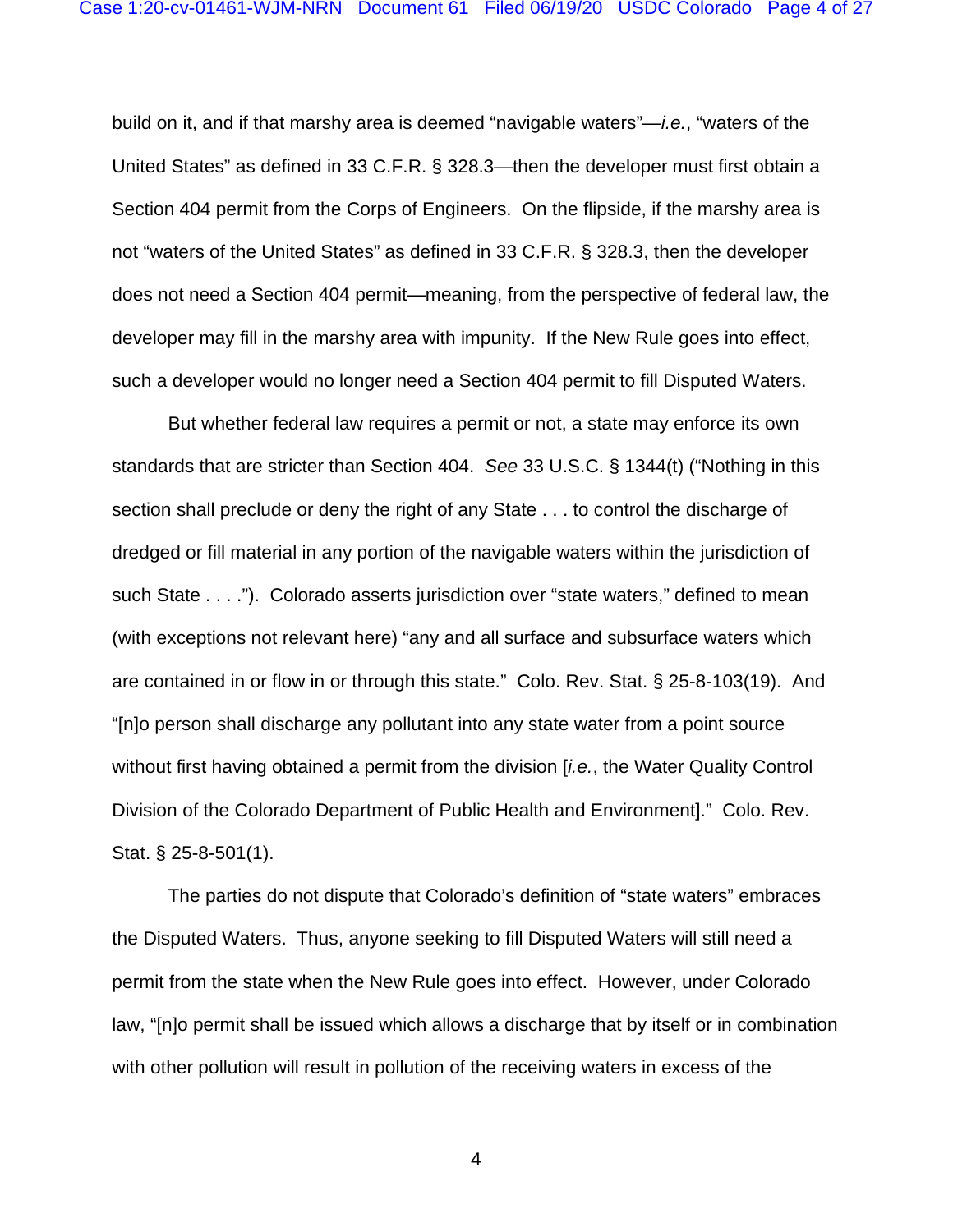build on it, and if that marshy area is deemed "navigable waters"—*i.e.*, "waters of the United States" as defined in 33 C.F.R. § 328.3—then the developer must first obtain a Section 404 permit from the Corps of Engineers. On the flipside, if the marshy area is not "waters of the United States" as defined in 33 C.F.R. § 328.3, then the developer does not need a Section 404 permit—meaning, from the perspective of federal law, the developer may fill in the marshy area with impunity. If the New Rule goes into effect, such a developer would no longer need a Section 404 permit to fill Disputed Waters.

But whether federal law requires a permit or not, a state may enforce its own standards that are stricter than Section 404. *See* 33 U.S.C. § 1344(t) ("Nothing in this section shall preclude or deny the right of any State . . . to control the discharge of dredged or fill material in any portion of the navigable waters within the jurisdiction of such State . . . ."). Colorado asserts jurisdiction over "state waters," defined to mean (with exceptions not relevant here) "any and all surface and subsurface waters which are contained in or flow in or through this state." Colo. Rev. Stat. § 25-8-103(19). And "[n]o person shall discharge any pollutant into any state water from a point source without first having obtained a permit from the division [*i.e.*, the Water Quality Control Division of the Colorado Department of Public Health and Environment]." Colo. Rev. Stat. § 25-8-501(1).

The parties do not dispute that Colorado's definition of "state waters" embraces the Disputed Waters. Thus, anyone seeking to fill Disputed Waters will still need a permit from the state when the New Rule goes into effect. However, under Colorado law, "[n]o permit shall be issued which allows a discharge that by itself or in combination with other pollution will result in pollution of the receiving waters in excess of the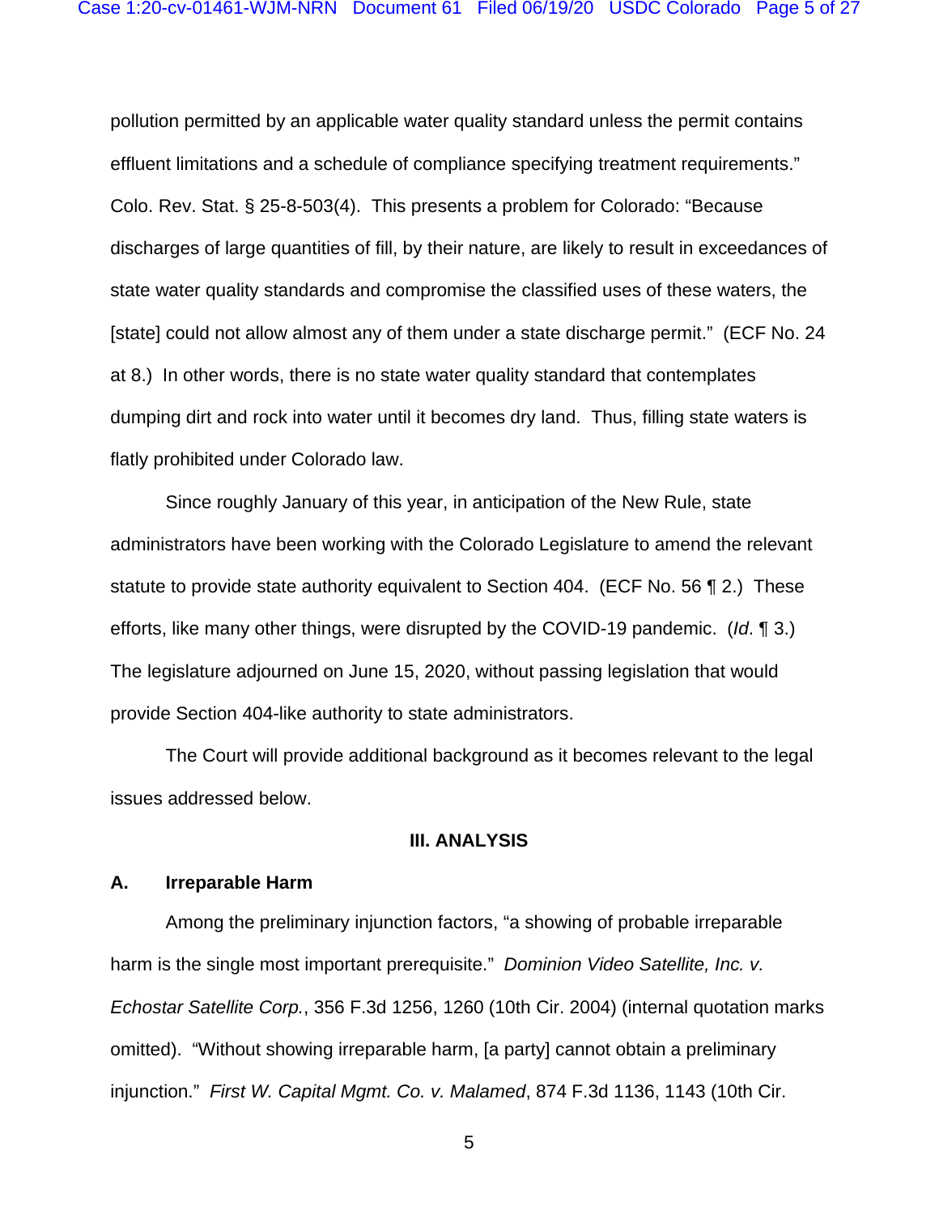pollution permitted by an applicable water quality standard unless the permit contains effluent limitations and a schedule of compliance specifying treatment requirements." Colo. Rev. Stat. § 25-8-503(4). This presents a problem for Colorado: "Because discharges of large quantities of fill, by their nature, are likely to result in exceedances of state water quality standards and compromise the classified uses of these waters, the [state] could not allow almost any of them under a state discharge permit." (ECF No. 24 at 8.) In other words, there is no state water quality standard that contemplates dumping dirt and rock into water until it becomes dry land. Thus, filling state waters is flatly prohibited under Colorado law.

Since roughly January of this year, in anticipation of the New Rule, state administrators have been working with the Colorado Legislature to amend the relevant statute to provide state authority equivalent to Section 404. (ECF No. 56 ¶ 2.) These efforts, like many other things, were disrupted by the COVID-19 pandemic. (*Id.* ¶ 3.) The legislature adjourned on June 15, 2020, without passing legislation that would provide Section 404-like authority to state administrators.

The Court will provide additional background as it becomes relevant to the legal issues addressed below.

## III. ANALYSIS

### A. Irreparable Harm

Among the preliminary injunction factors, "a showing of probable irreparable harm is the single most important prerequisite." *Dominion Video Satellite, Inc. v. Echostar Satellite Corp.*, 356 F.3d 1256, 1260 (10th Cir. 2004) (internal quotation marks omitted). "Without showing irreparable harm, [a party] cannot obtain a preliminary injunction." *First W. Capital Mgmt. Co. v. Malamed*, 874 F.3d 1136, 1143 (10th Cir.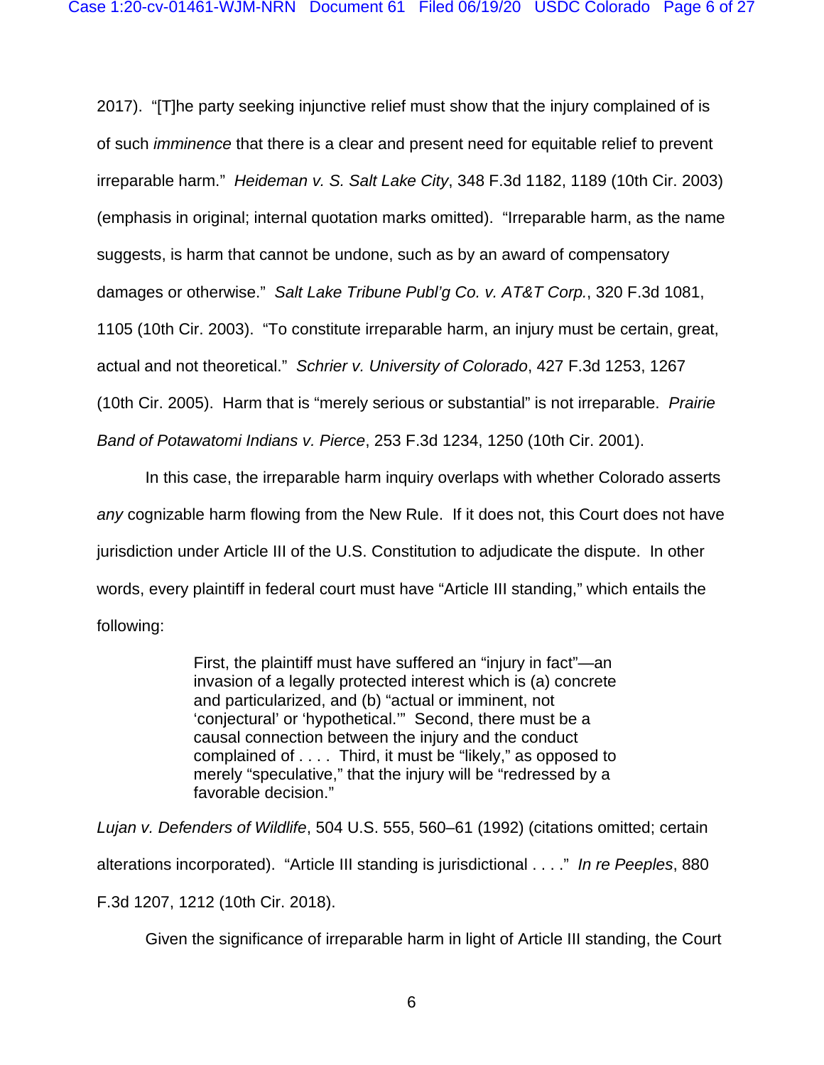2017). "[T]he party seeking injunctive relief must show that the injury complained of is of such *imminence* that there is a clear and present need for equitable relief to prevent irreparable harm." *Heideman v. S. Salt Lake City*, 348 F.3d 1182, 1189 (10th Cir. 2003) (emphasis in original; internal quotation marks omitted). "Irreparable harm, as the name suggests, is harm that cannot be undone, such as by an award of compensatory damages or otherwise." *Salt Lake Tribune Publ'g Co. v. AT&T Corp.*, 320 F.3d 1081, 1105 (10th Cir. 2003). "To constitute irreparable harm, an injury must be certain, great, actual and not theoretical." *Schrier v. University of Colorado*, 427 F.3d 1253, 1267 (10th Cir. 2005). Harm that is "merely serious or substantial" is not irreparable. *Prairie Band of Potawatomi Indians v. Pierce*, 253 F.3d 1234, 1250 (10th Cir. 2001).

In this case, the irreparable harm inquiry overlaps with whether Colorado asserts *any* cognizable harm flowing from the New Rule. If it does not, this Court does not have jurisdiction under Article III of the U.S. Constitution to adjudicate the dispute. In other words, every plaintiff in federal court must have "Article III standing," which entails the following:

> First, the plaintiff must have suffered an "injury in fact"—an invasion of a legally protected interest which is (a) concrete and particularized, and (b) "actual or imminent, not 'conjectural' or 'hypothetical.'" Second, there must be a causal connection between the injury and the conduct complained of . . . . Third, it must be "likely," as opposed to merely "speculative," that the injury will be "redressed by a favorable decision."

*Lujan v. Defenders of Wildlife*, 504 U.S. 555, 560–61 (1992) (citations omitted; certain alterations incorporated). "Article III standing is jurisdictional . . . ." *In re Peeples*, 880 F.3d 1207, 1212 (10th Cir. 2018).

Given the significance of irreparable harm in light of Article III standing, the Court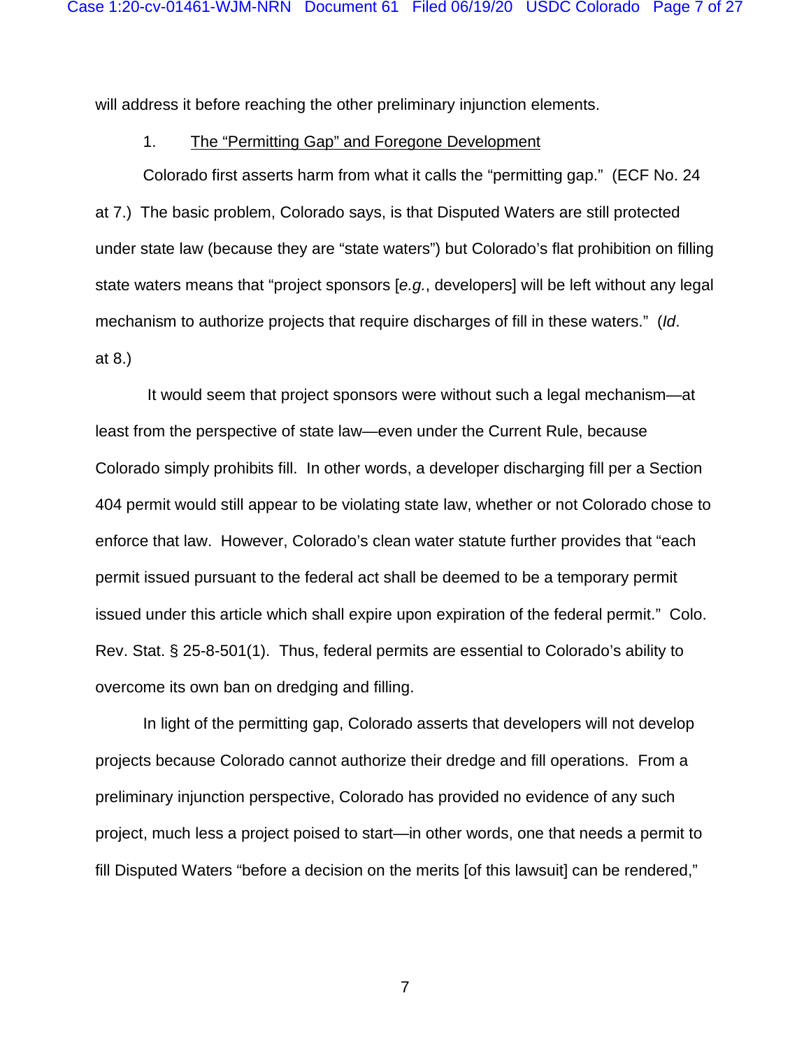will address it before reaching the other preliminary injunction elements.

1. <u>The "Permitting Gap" and Foregone Development</u>

Colorado first asserts harm from what it calls the "permitting gap." (ECF No. 24 at 7.) The basic problem, Colorado says, is that Disputed Waters are still protected under state law (because they are "state waters") but Colorado's flat prohibition on filling state waters means that "project sponsors [*e.g.*, developers] will be left without any legal mechanism to authorize projects that require discharges of fill in these waters." (*Id*. at 8.)

It would seem that project sponsors were without such a legal mechanism—at least from the perspective of state law—even under the Current Rule, because Colorado simply prohibits fill. In other words, a developer discharging fill per a Section 404 permit would still appear to be violating state law, whether or not Colorado chose to enforce that law. However, Colorado's clean water statute further provides that "each permit issued pursuant to the federal act shall be deemed to be a temporary permit issued under this article which shall expire upon expiration of the federal permit." Colo. Rev. Stat. § 25-8-501(1). Thus, federal permits are essential to Colorado's ability to overcome its own ban on dredging and filling.

In light of the permitting gap, Colorado asserts that developers will not develop projects because Colorado cannot authorize their dredge and fill operations. From a preliminary injunction perspective, Colorado has provided no evidence of any such project, much less a project poised to start—in other words, one that needs a permit to fill Disputed Waters "before a decision on the merits [of this lawsuit] can be rendered,"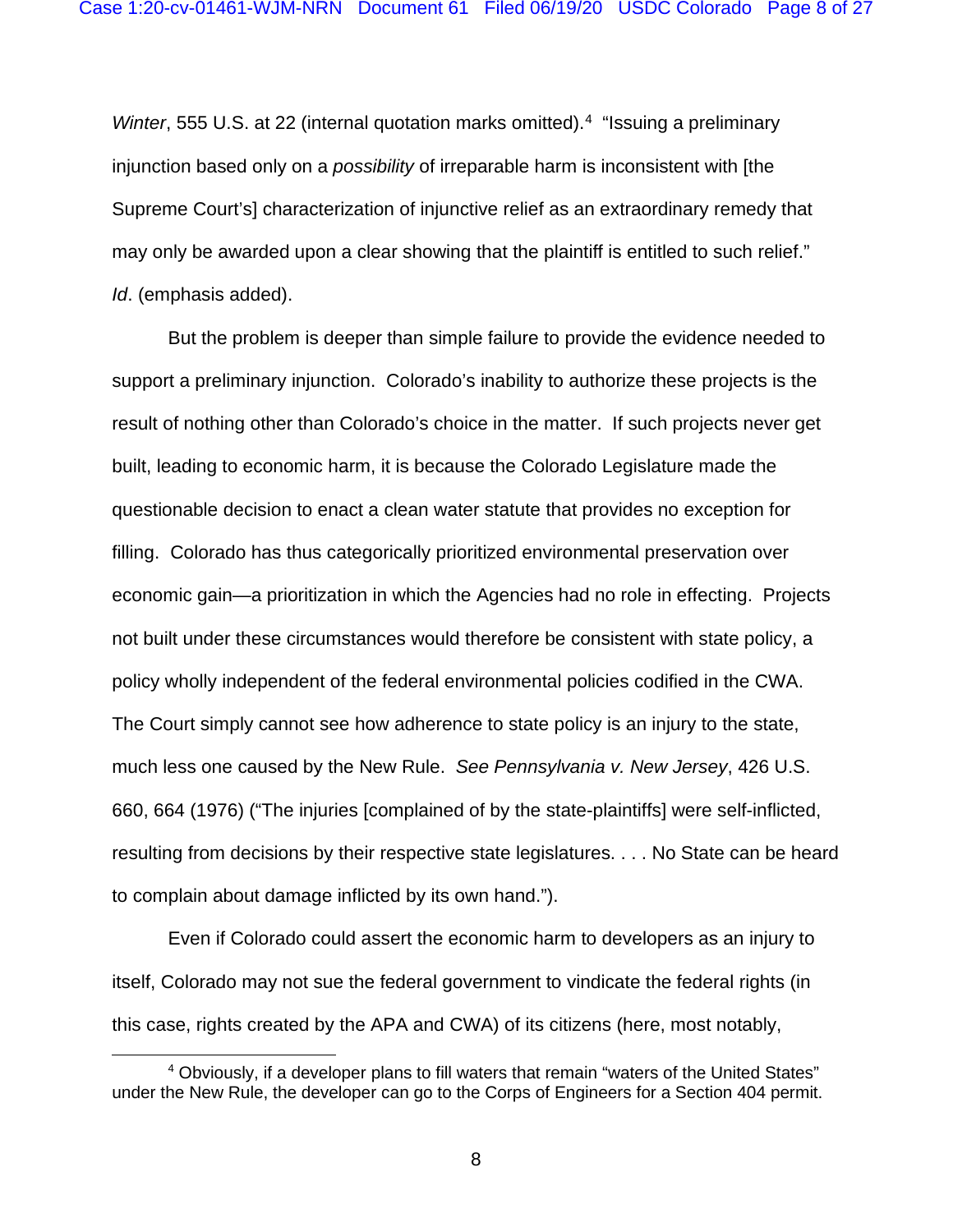*Winter*, 555 U.S. at 22 (internal quotation marks omitted).[4] "Issuing a preliminary injunction based only on a *possibility* of irreparable harm is inconsistent with [the Supreme Court's] characterization of injunctive relief as an extraordinary remedy that may only be awarded upon a clear showing that the plaintiff is entitled to such relief." *Id*. (emphasis added).

But the problem is deeper than simple failure to provide the evidence needed to support a preliminary injunction. Colorado's inability to authorize these projects is the result of nothing other than Colorado's choice in the matter. If such projects never get built, leading to economic harm, it is because the Colorado Legislature made the questionable decision to enact a clean water statute that provides no exception for filling. Colorado has thus categorically prioritized environmental preservation over economic gain—a prioritization in which the Agencies had no role in effecting. Projects not built under these circumstances would therefore be consistent with state policy, a policy wholly independent of the federal environmental policies codified in the CWA. The Court simply cannot see how adherence to state policy is an injury to the state, much less one caused by the New Rule. *See Pennsylvania v. New Jersey*, 426 U.S. 660, 664 (1976) ("The injuries [complained of by the state-plaintiffs] were self-inflicted, resulting from decisions by their respective state legislatures. . . . No State can be heard to complain about damage inflicted by its own hand.").

Even if Colorado could assert the economic harm to developers as an injury to itself, Colorado may not sue the federal government to vindicate the federal rights (in this case, rights created by the APA and CWA) of its citizens (here, most notably,

---

[4] Obviously, if a developer plans to fill waters that remain "waters of the United States" under the New Rule, the developer can go to the Corps of Engineers for a Section 404 permit.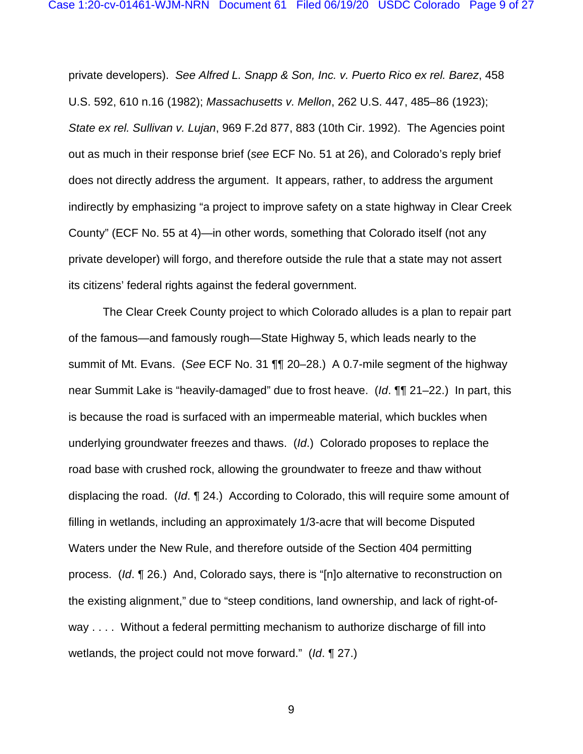private developers). *See Alfred L. Snapp & Son, Inc. v. Puerto Rico ex rel. Barez*, 458 U.S. 592, 610 n.16 (1982); *Massachusetts v. Mellon*, 262 U.S. 447, 485–86 (1923); *State ex rel. Sullivan v. Lujan*, 969 F.2d 877, 883 (10th Cir. 1992). The Agencies point out as much in their response brief (*see* ECF No. 51 at 26), and Colorado's reply brief does not directly address the argument. It appears, rather, to address the argument indirectly by emphasizing "a project to improve safety on a state highway in Clear Creek County" (ECF No. 55 at 4)—in other words, something that Colorado itself (not any private developer) will forgo, and therefore outside the rule that a state may not assert its citizens' federal rights against the federal government.

The Clear Creek County project to which Colorado alludes is a plan to repair part of the famous—and famously rough—State Highway 5, which leads nearly to the summit of Mt. Evans. (*See* ECF No. 31 ¶¶ 20–28.) A 0.7-mile segment of the highway near Summit Lake is "heavily-damaged" due to frost heave. (*Id*. ¶¶ 21–22.) In part, this is because the road is surfaced with an impermeable material, which buckles when underlying groundwater freezes and thaws. (*Id*.) Colorado proposes to replace the road base with crushed rock, allowing the groundwater to freeze and thaw without displacing the road. (*Id*. ¶ 24.) According to Colorado, this will require some amount of filling in wetlands, including an approximately 1/3-acre that will become Disputed Waters under the New Rule, and therefore outside of the Section 404 permitting process. (*Id*. ¶ 26.) And, Colorado says, there is "[n]o alternative to reconstruction on the existing alignment," due to "steep conditions, land ownership, and lack of right-of-way . . . . Without a federal permitting mechanism to authorize discharge of fill into wetlands, the project could not move forward." (*Id*. ¶ 27.)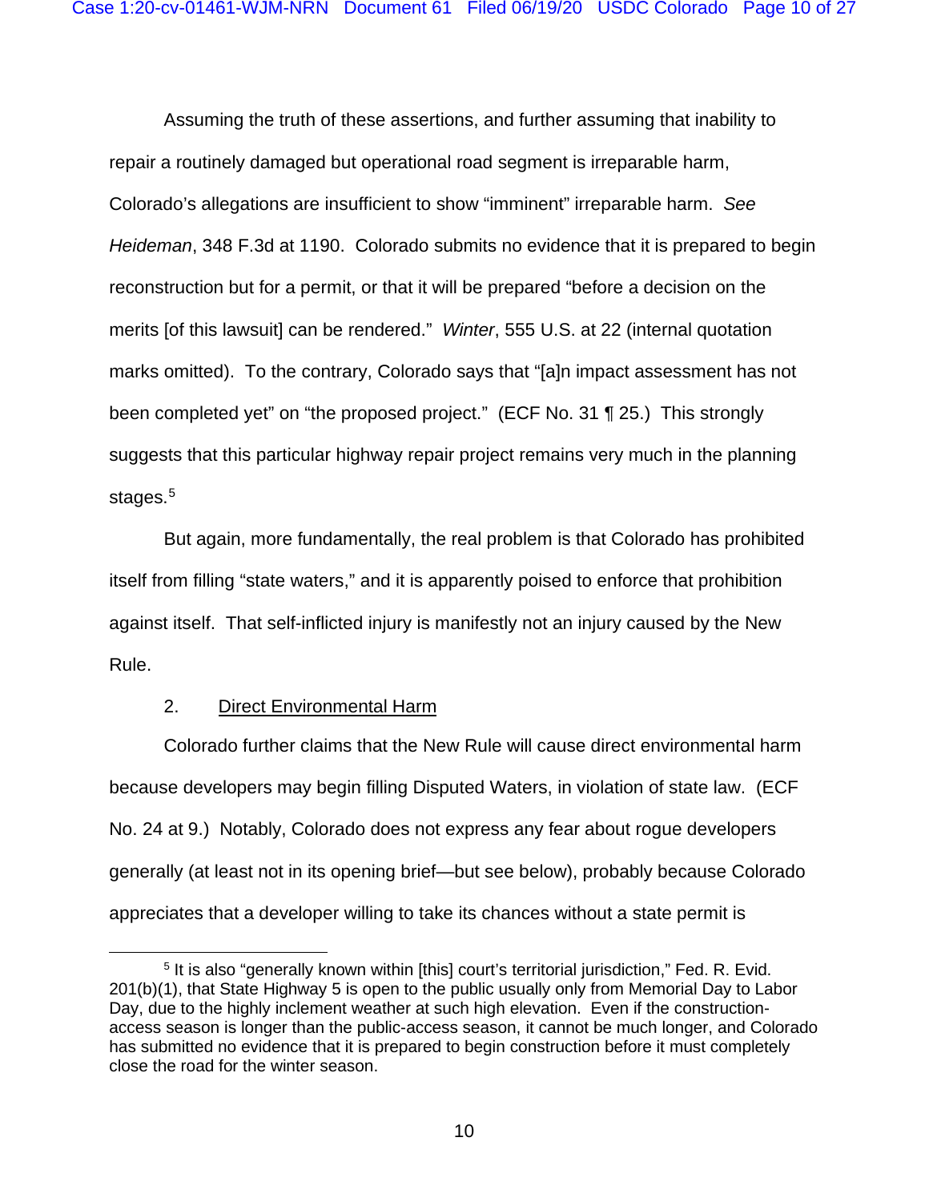Assuming the truth of these assertions, and further assuming that inability to repair a routinely damaged but operational road segment is irreparable harm, Colorado's allegations are insufficient to show "imminent" irreparable harm. *See Heideman*, 348 F.3d at 1190. Colorado submits no evidence that it is prepared to begin reconstruction but for a permit, or that it will be prepared "before a decision on the merits [of this lawsuit] can be rendered." *Winter*, 555 U.S. at 22 (internal quotation marks omitted). To the contrary, Colorado says that "[a]n impact assessment has not been completed yet" on "the proposed project." (ECF No. 31 ¶ 25.) This strongly suggests that this particular highway repair project remains very much in the planning stages.[5]

But again, more fundamentally, the real problem is that Colorado has prohibited itself from filling "state waters," and it is apparently poised to enforce that prohibition against itself. That self-inflicted injury is manifestly not an injury caused by the New Rule.

2. Direct Environmental Harm

Colorado further claims that the New Rule will cause direct environmental harm because developers may begin filling Disputed Waters, in violation of state law. (ECF No. 24 at 9.) Notably, Colorado does not express any fear about rogue developers generally (at least not in its opening brief—but see below), probably because Colorado appreciates that a developer willing to take its chances without a state permit is

---

[5] It is also "generally known within [this] court's territorial jurisdiction," Fed. R. Evid. 201(b)(1), that State Highway 5 is open to the public usually only from Memorial Day to Labor Day, due to the highly inclement weather at such high elevation. Even if the construction-access season is longer than the public-access season, it cannot be much longer, and Colorado has submitted no evidence that it is prepared to begin construction before it must completely close the road for the winter season.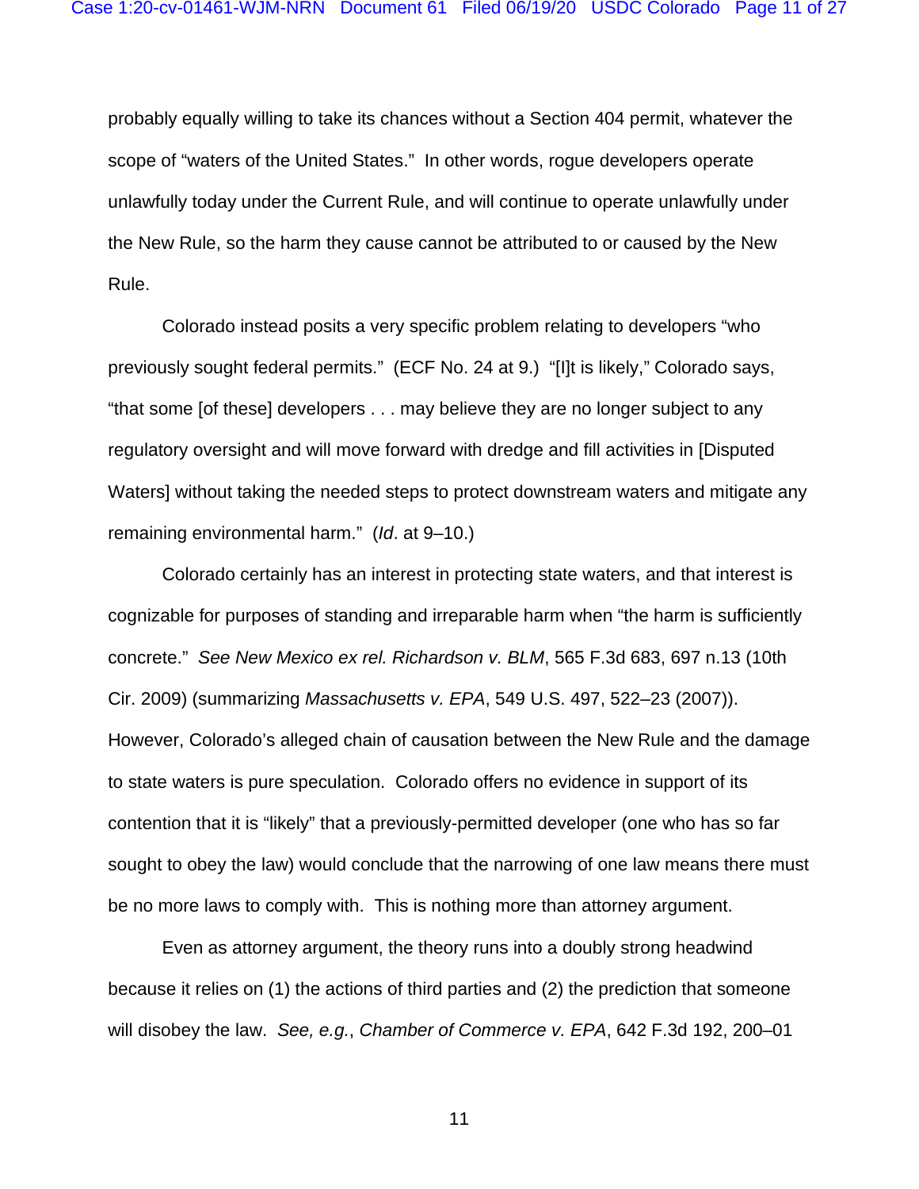probably equally willing to take its chances without a Section 404 permit, whatever the scope of "waters of the United States." In other words, rogue developers operate unlawfully today under the Current Rule, and will continue to operate unlawfully under the New Rule, so the harm they cause cannot be attributed to or caused by the New Rule.

Colorado instead posits a very specific problem relating to developers "who previously sought federal permits." (ECF No. 24 at 9.) "[I]t is likely," Colorado says, "that some [of these] developers . . . may believe they are no longer subject to any regulatory oversight and will move forward with dredge and fill activities in [Disputed Waters] without taking the needed steps to protect downstream waters and mitigate any remaining environmental harm." (*Id*. at 9–10.)

Colorado certainly has an interest in protecting state waters, and that interest is cognizable for purposes of standing and irreparable harm when "the harm is sufficiently concrete." *See New Mexico ex rel. Richardson v. BLM*, 565 F.3d 683, 697 n.13 (10th Cir. 2009) (summarizing *Massachusetts v. EPA*, 549 U.S. 497, 522–23 (2007)). However, Colorado's alleged chain of causation between the New Rule and the damage to state waters is pure speculation. Colorado offers no evidence in support of its contention that it is "likely" that a previously-permitted developer (one who has so far sought to obey the law) would conclude that the narrowing of one law means there must be no more laws to comply with. This is nothing more than attorney argument.

Even as attorney argument, the theory runs into a doubly strong headwind because it relies on (1) the actions of third parties and (2) the prediction that someone will disobey the law. *See, e.g.*, *Chamber of Commerce v. EPA*, 642 F.3d 192, 200–01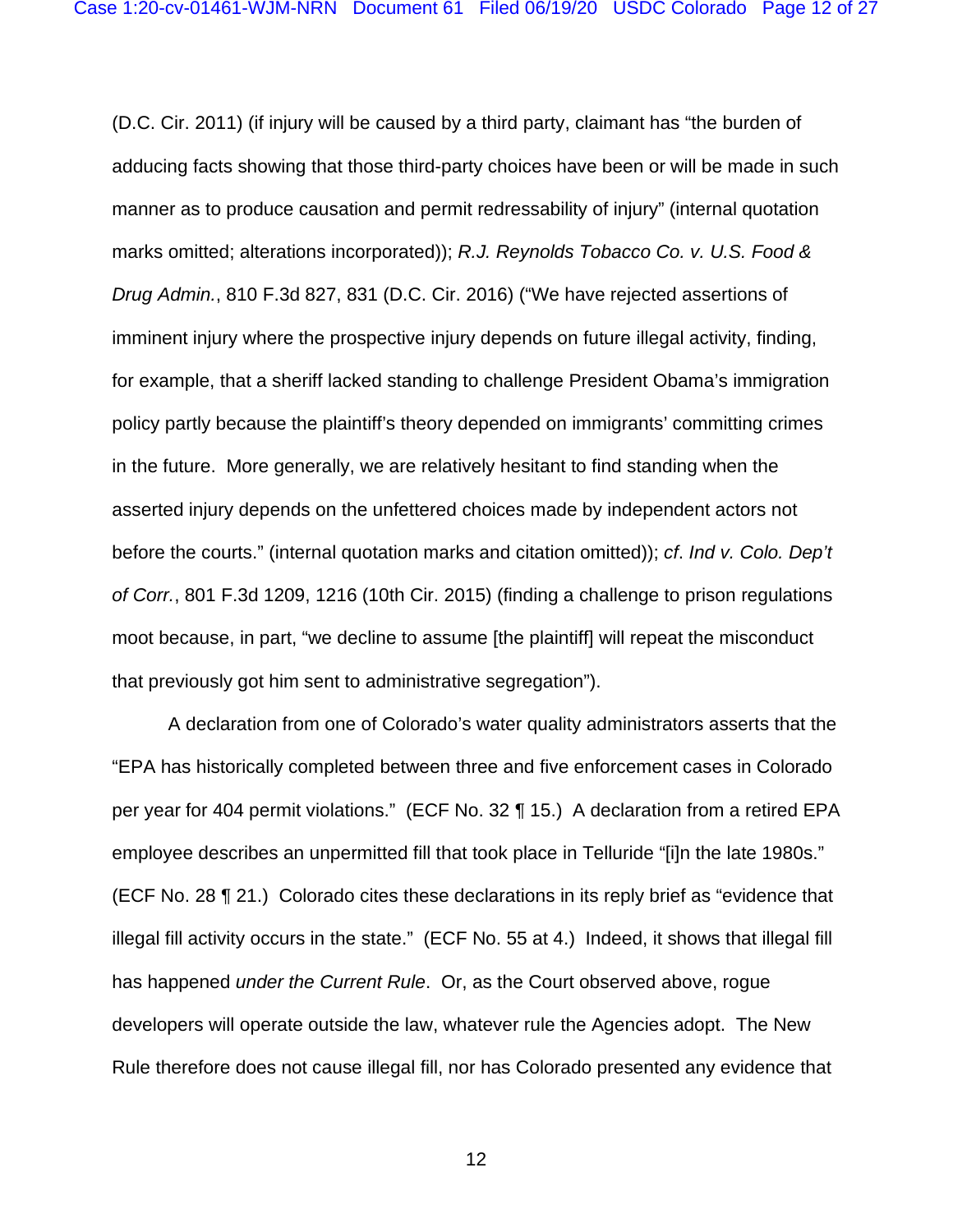(D.C. Cir. 2011) (if injury will be caused by a third party, claimant has "the burden of adducing facts showing that those third-party choices have been or will be made in such manner as to produce causation and permit redressability of injury" (internal quotation marks omitted; alterations incorporated)); *R.J. Reynolds Tobacco Co. v. U.S. Food & Drug Admin.*, 810 F.3d 827, 831 (D.C. Cir. 2016) ("We have rejected assertions of imminent injury where the prospective injury depends on future illegal activity, finding, for example, that a sheriff lacked standing to challenge President Obama's immigration policy partly because the plaintiff's theory depended on immigrants' committing crimes in the future. More generally, we are relatively hesitant to find standing when the asserted injury depends on the unfettered choices made by independent actors not before the courts." (internal quotation marks and citation omitted)); *cf*. *Ind v. Colo. Dep't of Corr.*, 801 F.3d 1209, 1216 (10th Cir. 2015) (finding a challenge to prison regulations moot because, in part, "we decline to assume [the plaintiff] will repeat the misconduct that previously got him sent to administrative segregation").

A declaration from one of Colorado's water quality administrators asserts that the "EPA has historically completed between three and five enforcement cases in Colorado per year for 404 permit violations." (ECF No. 32 ¶ 15.) A declaration from a retired EPA employee describes an unpermitted fill that took place in Telluride "[i]n the late 1980s." (ECF No. 28 ¶ 21.) Colorado cites these declarations in its reply brief as "evidence that illegal fill activity occurs in the state." (ECF No. 55 at 4.) Indeed, it shows that illegal fill has happened *under the Current Rule*. Or, as the Court observed above, rogue developers will operate outside the law, whatever rule the Agencies adopt. The New Rule therefore does not cause illegal fill, nor has Colorado presented any evidence that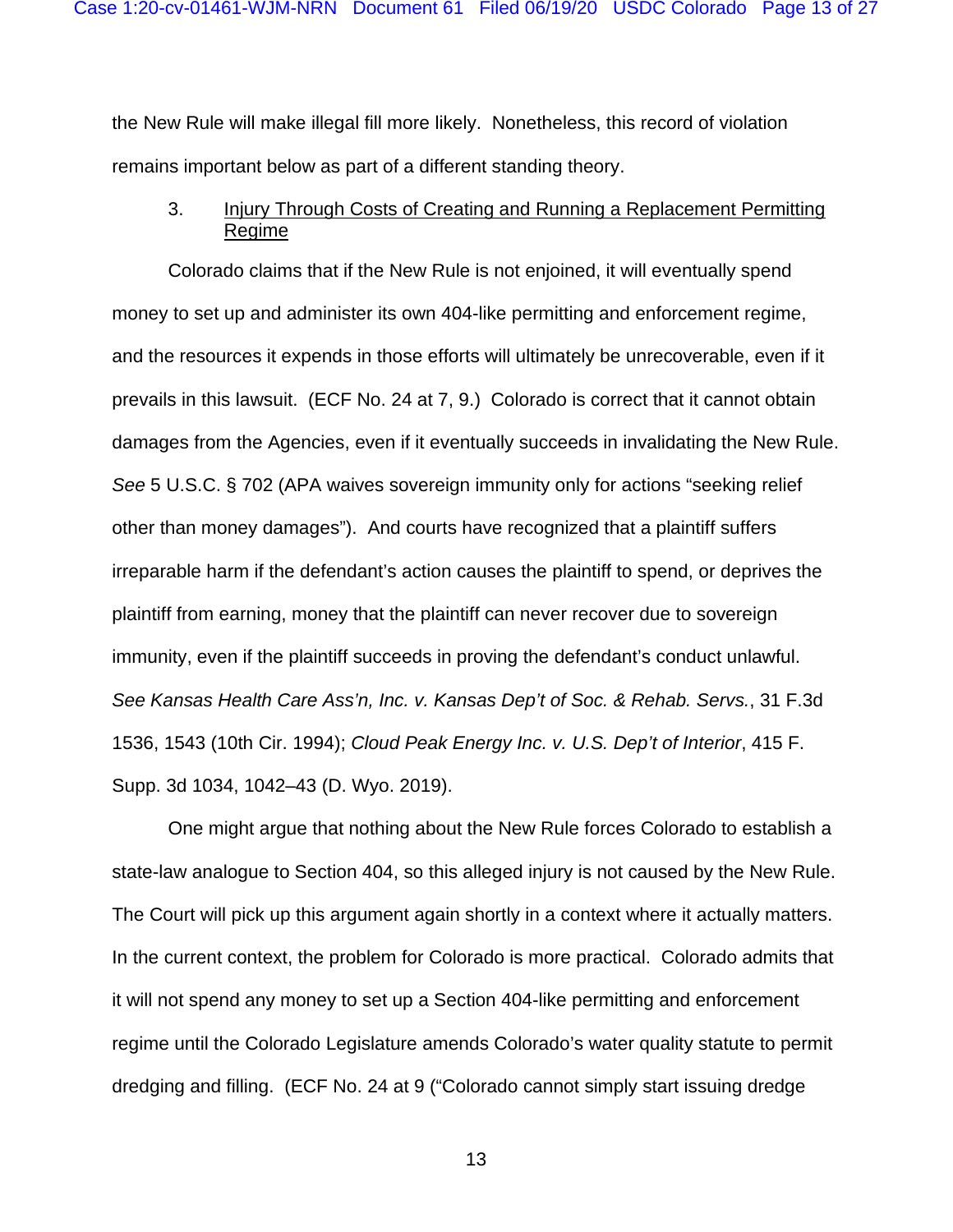the New Rule will make illegal fill more likely. Nonetheless, this record of violation remains important below as part of a different standing theory.

### 3. Injury Through Costs of Creating and Running a Replacement Permitting Regime

Colorado claims that if the New Rule is not enjoined, it will eventually spend money to set up and administer its own 404-like permitting and enforcement regime, and the resources it expends in those efforts will ultimately be unrecoverable, even if it prevails in this lawsuit. (ECF No. 24 at 7, 9.) Colorado is correct that it cannot obtain damages from the Agencies, even if it eventually succeeds in invalidating the New Rule. *See* 5 U.S.C. § 702 (APA waives sovereign immunity only for actions "seeking relief other than money damages"). And courts have recognized that a plaintiff suffers irreparable harm if the defendant's action causes the plaintiff to spend, or deprives the plaintiff from earning, money that the plaintiff can never recover due to sovereign immunity, even if the plaintiff succeeds in proving the defendant's conduct unlawful. *See Kansas Health Care Ass'n, Inc. v. Kansas Dep't of Soc. & Rehab. Servs.*, 31 F.3d 1536, 1543 (10th Cir. 1994); *Cloud Peak Energy Inc. v. U.S. Dep't of Interior*, 415 F. Supp. 3d 1034, 1042–43 (D. Wyo. 2019).

One might argue that nothing about the New Rule forces Colorado to establish a state-law analogue to Section 404, so this alleged injury is not caused by the New Rule. The Court will pick up this argument again shortly in a context where it actually matters. In the current context, the problem for Colorado is more practical. Colorado admits that it will not spend any money to set up a Section 404-like permitting and enforcement regime until the Colorado Legislature amends Colorado's water quality statute to permit dredging and filling. (ECF No. 24 at 9 ("Colorado cannot simply start issuing dredge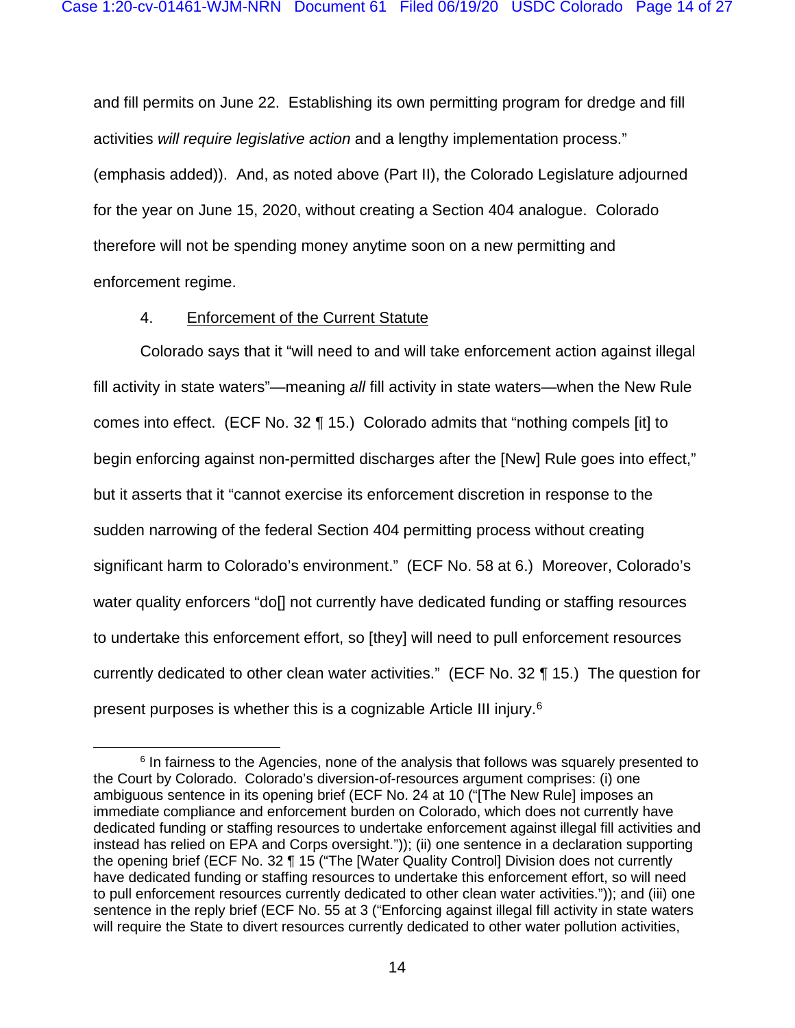and fill permits on June 22. Establishing its own permitting program for dredge and fill activities *will require legislative action* and a lengthy implementation process." (emphasis added)). And, as noted above (Part II), the Colorado Legislature adjourned for the year on June 15, 2020, without creating a Section 404 analogue. Colorado therefore will not be spending money anytime soon on a new permitting and enforcement regime.

4. <u>Enforcement of the Current Statute</u>

Colorado says that it "will need to and will take enforcement action against illegal fill activity in state waters"—meaning *all* fill activity in state waters—when the New Rule comes into effect. (ECF No. 32 ¶ 15.) Colorado admits that "nothing compels [it] to begin enforcing against non-permitted discharges after the [New] Rule goes into effect," but it asserts that it "cannot exercise its enforcement discretion in response to the sudden narrowing of the federal Section 404 permitting process without creating significant harm to Colorado's environment." (ECF No. 58 at 6.) Moreover, Colorado's water quality enforcers "do[] not currently have dedicated funding or staffing resources to undertake this enforcement effort, so [they] will need to pull enforcement resources currently dedicated to other clean water activities." (ECF No. 32 ¶ 15.) The question for present purposes is whether this is a cognizable Article III injury.[6]

---

[6] In fairness to the Agencies, none of the analysis that follows was squarely presented to the Court by Colorado. Colorado's diversion-of-resources argument comprises: (i) one ambiguous sentence in its opening brief (ECF No. 24 at 10 ("[The New Rule] imposes an immediate compliance and enforcement burden on Colorado, which does not currently have dedicated funding or staffing resources to undertake enforcement against illegal fill activities and instead has relied on EPA and Corps oversight.")); (ii) one sentence in a declaration supporting the opening brief (ECF No. 32 ¶ 15 ("The [Water Quality Control] Division does not currently have dedicated funding or staffing resources to undertake this enforcement effort, so will need to pull enforcement resources currently dedicated to other clean water activities.")); and (iii) one sentence in the reply brief (ECF No. 55 at 3 ("Enforcing against illegal fill activity in state waters will require the State to divert resources currently dedicated to other water pollution activities,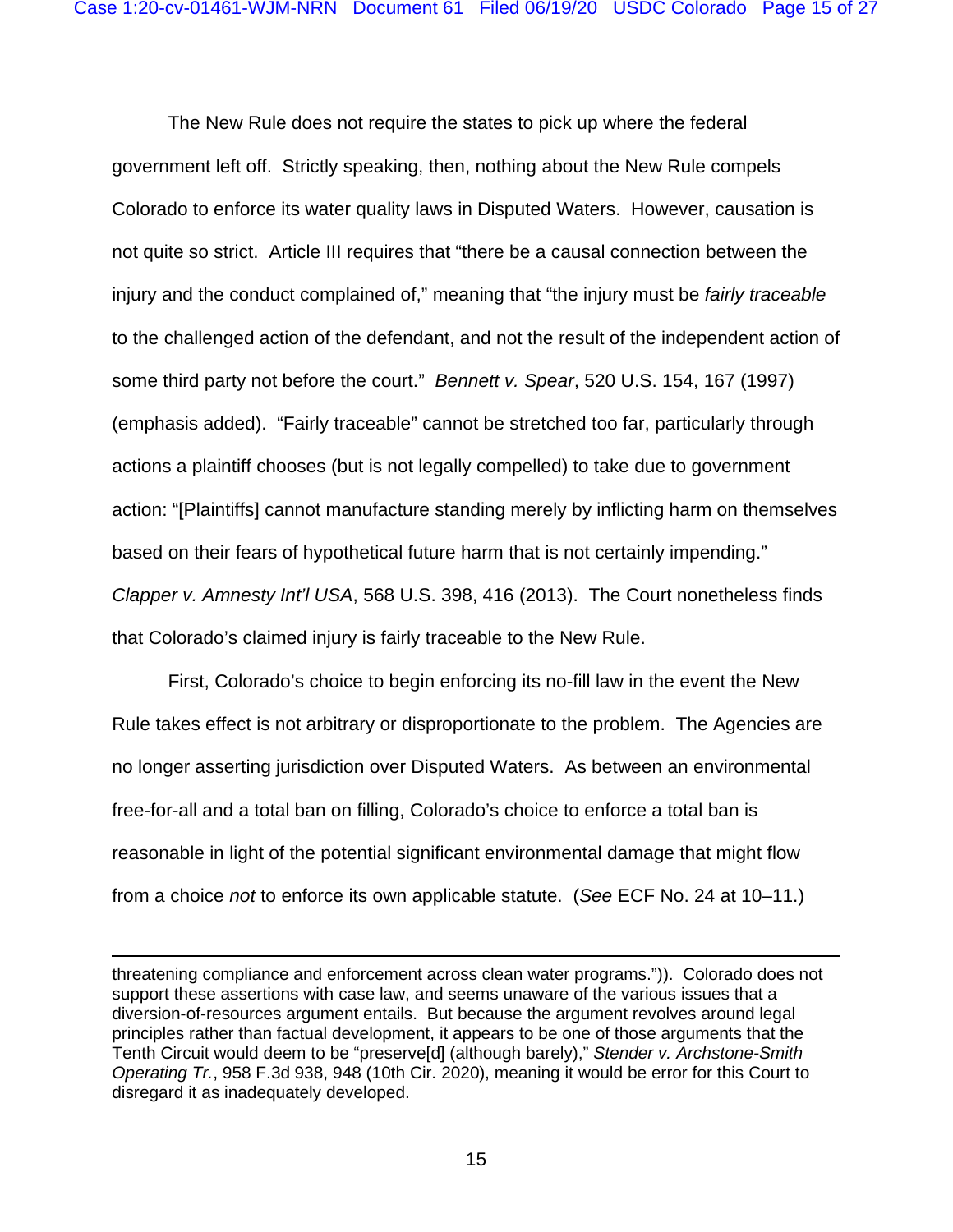The New Rule does not require the states to pick up where the federal government left off. Strictly speaking, then, nothing about the New Rule compels Colorado to enforce its water quality laws in Disputed Waters. However, causation is not quite so strict. Article III requires that "there be a causal connection between the injury and the conduct complained of," meaning that "the injury must be *fairly traceable* to the challenged action of the defendant, and not the result of the independent action of some third party not before the court." *Bennett v. Spear*, 520 U.S. 154, 167 (1997) (emphasis added). "Fairly traceable" cannot be stretched too far, particularly through actions a plaintiff chooses (but is not legally compelled) to take due to government action: "[Plaintiffs] cannot manufacture standing merely by inflicting harm on themselves based on their fears of hypothetical future harm that is not certainly impending." *Clapper v. Amnesty Int'l USA*, 568 U.S. 398, 416 (2013). The Court nonetheless finds that Colorado's claimed injury is fairly traceable to the New Rule.

First, Colorado's choice to begin enforcing its no-fill law in the event the New Rule takes effect is not arbitrary or disproportionate to the problem. The Agencies are no longer asserting jurisdiction over Disputed Waters. As between an environmental free-for-all and a total ban on filling, Colorado's choice to enforce a total ban is reasonable in light of the potential significant environmental damage that might flow from a choice *not* to enforce its own applicable statute. (*See* ECF No. 24 at 10–11.)

---

threatening compliance and enforcement across clean water programs.")). Colorado does not support these assertions with case law, and seems unaware of the various issues that a diversion-of-resources argument entails. But because the argument revolves around legal principles rather than factual development, it appears to be one of those arguments that the Tenth Circuit would deem to be "preserve[d] (although barely)," *Stender v. Archstone-Smith Operating Tr.*, 958 F.3d 938, 948 (10th Cir. 2020), meaning it would be error for this Court to disregard it as inadequately developed.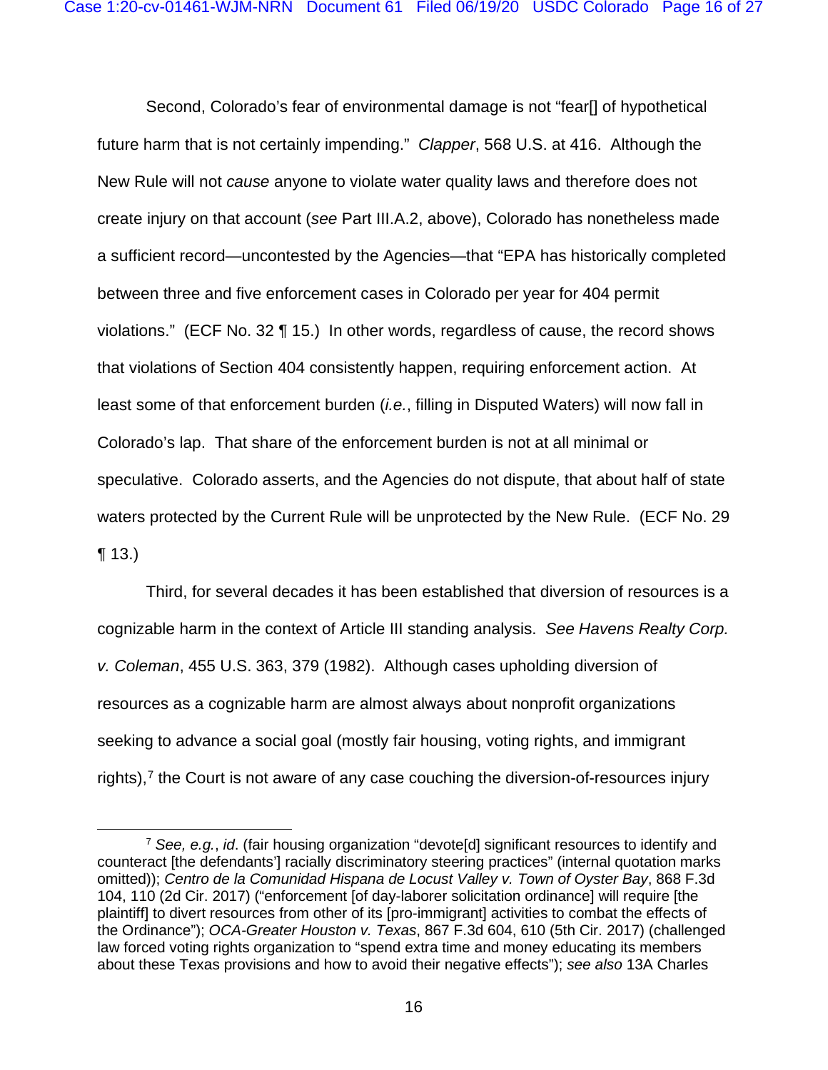Second, Colorado's fear of environmental damage is not "fear[] of hypothetical future harm that is not certainly impending." *Clapper*, 568 U.S. at 416. Although the New Rule will not *cause* anyone to violate water quality laws and therefore does not create injury on that account (*see* Part III.A.2, above), Colorado has nonetheless made a sufficient record—uncontested by the Agencies—that "EPA has historically completed between three and five enforcement cases in Colorado per year for 404 permit violations." (ECF No. 32 ¶ 15.) In other words, regardless of cause, the record shows that violations of Section 404 consistently happen, requiring enforcement action. At least some of that enforcement burden (*i.e.*, filling in Disputed Waters) will now fall in Colorado's lap. That share of the enforcement burden is not at all minimal or speculative. Colorado asserts, and the Agencies do not dispute, that about half of state waters protected by the Current Rule will be unprotected by the New Rule. (ECF No. 29 ¶ 13.)

Third, for several decades it has been established that diversion of resources is a cognizable harm in the context of Article III standing analysis. *See Havens Realty Corp. v. Coleman*, 455 U.S. 363, 379 (1982). Although cases upholding diversion of resources as a cognizable harm are almost always about nonprofit organizations seeking to advance a social goal (mostly fair housing, voting rights, and immigrant rights),[7] the Court is not aware of any case couching the diversion-of-resources injury

---

[7] *See, e.g.*, *id*. (fair housing organization "devote[d] significant resources to identify and counteract [the defendants'] racially discriminatory steering practices" (internal quotation marks omitted)); *Centro de la Comunidad Hispana de Locust Valley v. Town of Oyster Bay*, 868 F.3d 104, 110 (2d Cir. 2017) ("enforcement [of day-laborer solicitation ordinance] will require [the plaintiff] to divert resources from other of its [pro-immigrant] activities to combat the effects of the Ordinance"); *OCA-Greater Houston v. Texas*, 867 F.3d 604, 610 (5th Cir. 2017) (challenged law forced voting rights organization to "spend extra time and money educating its members about these Texas provisions and how to avoid their negative effects"); *see also* 13A Charles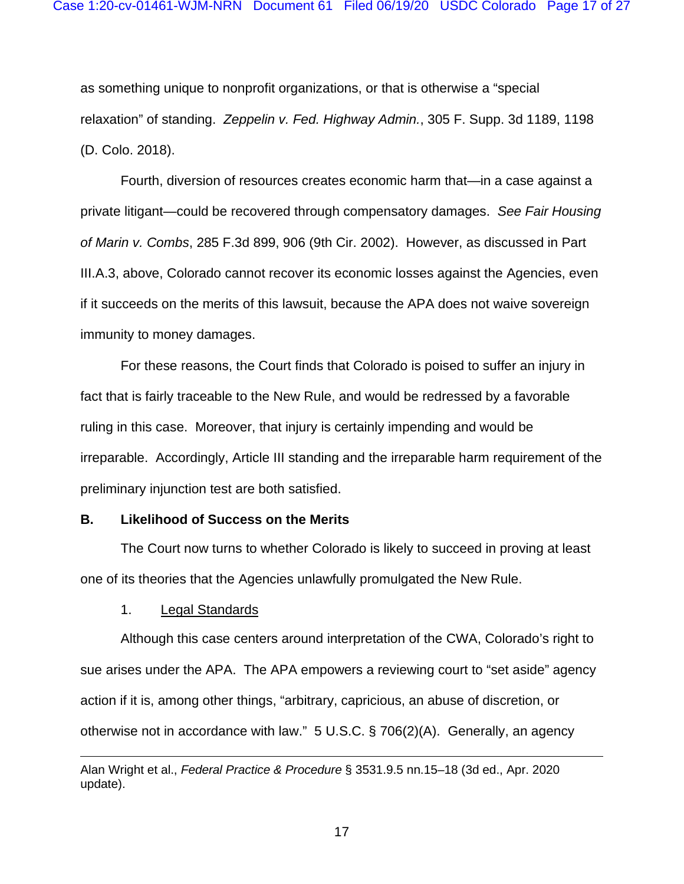as something unique to nonprofit organizations, or that is otherwise a "special relaxation" of standing. *Zeppelin v. Fed. Highway Admin.*, 305 F. Supp. 3d 1189, 1198 (D. Colo. 2018).

Fourth, diversion of resources creates economic harm that—in a case against a private litigant—could be recovered through compensatory damages. *See Fair Housing of Marin v. Combs*, 285 F.3d 899, 906 (9th Cir. 2002). However, as discussed in Part III.A.3, above, Colorado cannot recover its economic losses against the Agencies, even if it succeeds on the merits of this lawsuit, because the APA does not waive sovereign immunity to money damages.

For these reasons, the Court finds that Colorado is poised to suffer an injury in fact that is fairly traceable to the New Rule, and would be redressed by a favorable ruling in this case. Moreover, that injury is certainly impending and would be irreparable. Accordingly, Article III standing and the irreparable harm requirement of the preliminary injunction test are both satisfied.

### B. Likelihood of Success on the Merits

The Court now turns to whether Colorado is likely to succeed in proving at least one of its theories that the Agencies unlawfully promulgated the New Rule.

#### 1. Legal Standards

Although this case centers around interpretation of the CWA, Colorado's right to sue arises under the APA. The APA empowers a reviewing court to "set aside" agency action if it is, among other things, "arbitrary, capricious, an abuse of discretion, or otherwise not in accordance with law." 5 U.S.C. § 706(2)(A). Generally, an agency

---

Alan Wright et al., *Federal Practice & Procedure* § 3531.9.5 nn.15–18 (3d ed., Apr. 2020 update).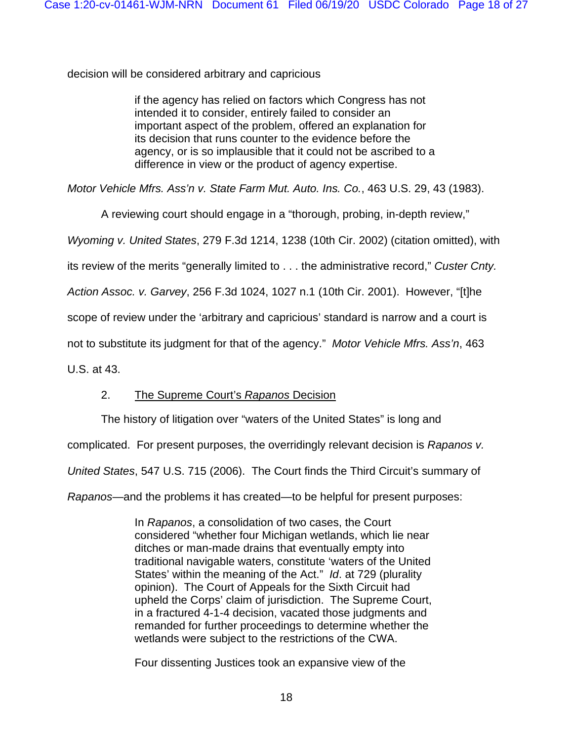decision will be considered arbitrary and capricious

> if the agency has relied on factors which Congress has not intended it to consider, entirely failed to consider an important aspect of the problem, offered an explanation for its decision that runs counter to the evidence before the agency, or is so implausible that it could not be ascribed to a difference in view or the product of agency expertise.

*Motor Vehicle Mfrs. Ass'n v. State Farm Mut. Auto. Ins. Co.*, 463 U.S. 29, 43 (1983).

A reviewing court should engage in a "thorough, probing, in-depth review," *Wyoming v. United States*, 279 F.3d 1214, 1238 (10th Cir. 2002) (citation omitted), with its review of the merits "generally limited to . . . the administrative record," *Custer Cnty. Action Assoc. v. Garvey*, 256 F.3d 1024, 1027 n.1 (10th Cir. 2001). However, "[t]he scope of review under the 'arbitrary and capricious' standard is narrow and a court is not to substitute its judgment for that of the agency." *Motor Vehicle Mfrs. Ass'n*, 463 U.S. at 43.

2. The Supreme Court's *Rapanos* Decision

The history of litigation over "waters of the United States" is long and complicated. For present purposes, the overridingly relevant decision is *Rapanos v. United States*, 547 U.S. 715 (2006). The Court finds the Third Circuit's summary of *Rapanos*—and the problems it has created—to be helpful for present purposes:

> In *Rapanos*, a consolidation of two cases, the Court considered "whether four Michigan wetlands, which lie near ditches or man-made drains that eventually empty into traditional navigable waters, constitute 'waters of the United States' within the meaning of the Act." *Id*. at 729 (plurality opinion). The Court of Appeals for the Sixth Circuit had upheld the Corps' claim of jurisdiction. The Supreme Court, in a fractured 4-1-4 decision, vacated those judgments and remanded for further proceedings to determine whether the wetlands were subject to the restrictions of the CWA.
>
> Four dissenting Justices took an expansive view of the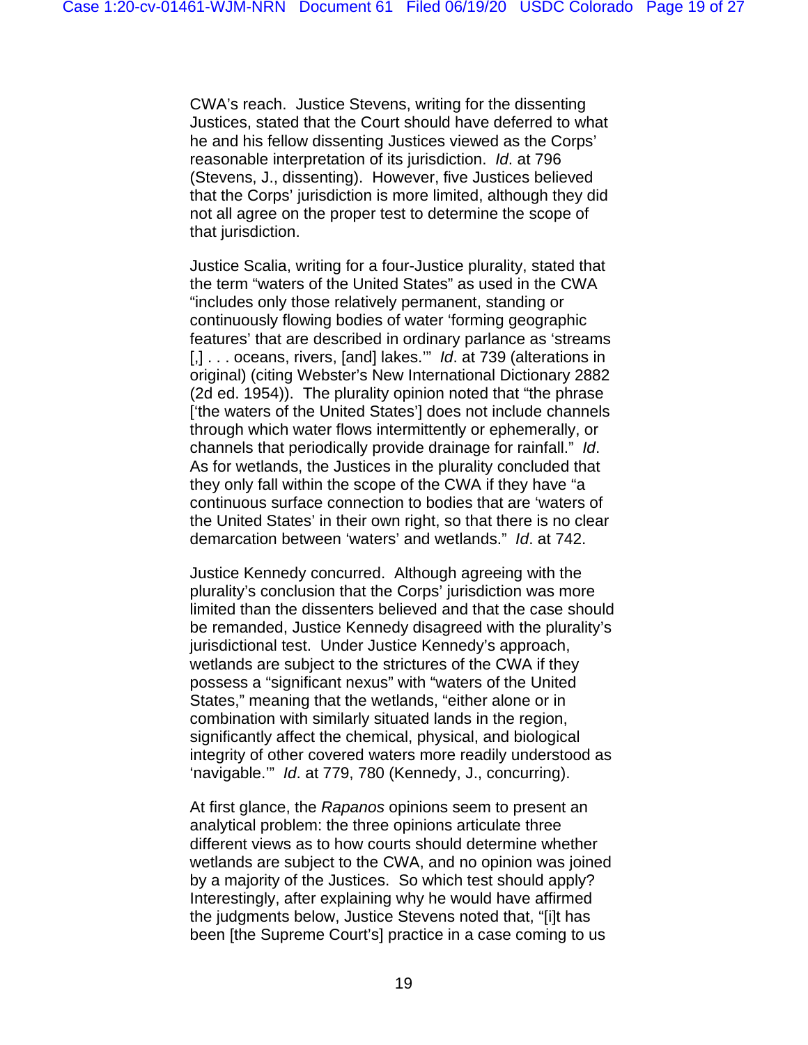CWA's reach. Justice Stevens, writing for the dissenting Justices, stated that the Court should have deferred to what he and his fellow dissenting Justices viewed as the Corps' reasonable interpretation of its jurisdiction. *Id*. at 796 (Stevens, J., dissenting). However, five Justices believed that the Corps' jurisdiction is more limited, although they did not all agree on the proper test to determine the scope of that jurisdiction.

Justice Scalia, writing for a four-Justice plurality, stated that the term "waters of the United States" as used in the CWA "includes only those relatively permanent, standing or continuously flowing bodies of water 'forming geographic features' that are described in ordinary parlance as 'streams [,] . . . oceans, rivers, [and] lakes.'" *Id*. at 739 (alterations in original) (citing Webster's New International Dictionary 2882 (2d ed. 1954)). The plurality opinion noted that "the phrase ['the waters of the United States'] does not include channels through which water flows intermittently or ephemerally, or channels that periodically provide drainage for rainfall." *Id*. As for wetlands, the Justices in the plurality concluded that they only fall within the scope of the CWA if they have "a continuous surface connection to bodies that are 'waters of the United States' in their own right, so that there is no clear demarcation between 'waters' and wetlands." *Id*. at 742.

Justice Kennedy concurred. Although agreeing with the plurality's conclusion that the Corps' jurisdiction was more limited than the dissenters believed and that the case should be remanded, Justice Kennedy disagreed with the plurality's jurisdictional test. Under Justice Kennedy's approach, wetlands are subject to the strictures of the CWA if they possess a "significant nexus" with "waters of the United States," meaning that the wetlands, "either alone or in combination with similarly situated lands in the region, significantly affect the chemical, physical, and biological integrity of other covered waters more readily understood as 'navigable.'" *Id*. at 779, 780 (Kennedy, J., concurring).

At first glance, the *Rapanos* opinions seem to present an analytical problem: the three opinions articulate three different views as to how courts should determine whether wetlands are subject to the CWA, and no opinion was joined by a majority of the Justices. So which test should apply? Interestingly, after explaining why he would have affirmed the judgments below, Justice Stevens noted that, "[i]t has been [the Supreme Court's] practice in a case coming to us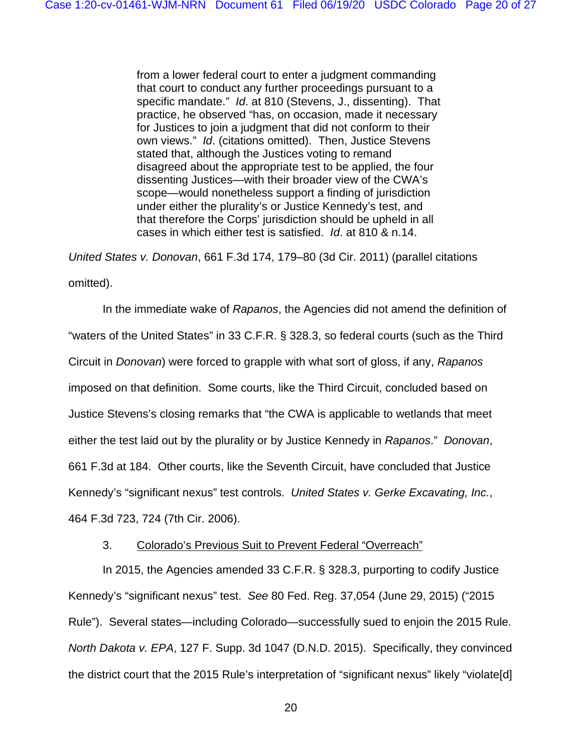> from a lower federal court to enter a judgment commanding that court to conduct any further proceedings pursuant to a specific mandate." *Id*. at 810 (Stevens, J., dissenting). That practice, he observed "has, on occasion, made it necessary for Justices to join a judgment that did not conform to their own views." *Id*. (citations omitted). Then, Justice Stevens stated that, although the Justices voting to remand disagreed about the appropriate test to be applied, the four dissenting Justices—with their broader view of the CWA's scope—would nonetheless support a finding of jurisdiction under either the plurality's or Justice Kennedy's test, and that therefore the Corps' jurisdiction should be upheld in all cases in which either test is satisfied. *Id*. at 810 & n.14.

*United States v. Donovan*, 661 F.3d 174, 179–80 (3d Cir. 2011) (parallel citations omitted).

In the immediate wake of *Rapanos*, the Agencies did not amend the definition of "waters of the United States" in 33 C.F.R. § 328.3, so federal courts (such as the Third Circuit in *Donovan*) were forced to grapple with what sort of gloss, if any, *Rapanos* imposed on that definition. Some courts, like the Third Circuit, concluded based on Justice Stevens's closing remarks that "the CWA is applicable to wetlands that meet either the test laid out by the plurality or by Justice Kennedy in *Rapanos*." *Donovan*, 661 F.3d at 184. Other courts, like the Seventh Circuit, have concluded that Justice Kennedy's "significant nexus" test controls. *United States v. Gerke Excavating, Inc.*, 464 F.3d 723, 724 (7th Cir. 2006).

3. <u>Colorado's Previous Suit to Prevent Federal "Overreach"</u>

In 2015, the Agencies amended 33 C.F.R. § 328.3, purporting to codify Justice Kennedy's "significant nexus" test. *See* 80 Fed. Reg. 37,054 (June 29, 2015) ("2015 Rule"). Several states—including Colorado—successfully sued to enjoin the 2015 Rule. *North Dakota v. EPA*, 127 F. Supp. 3d 1047 (D.N.D. 2015). Specifically, they convinced the district court that the 2015 Rule's interpretation of "significant nexus" likely "violate[d]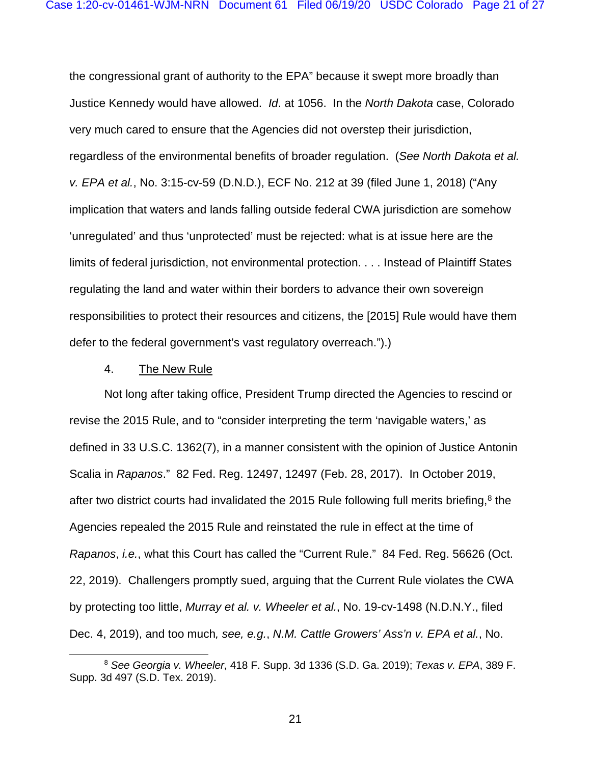the congressional grant of authority to the EPA" because it swept more broadly than Justice Kennedy would have allowed. *Id*. at 1056. In the *North Dakota* case, Colorado very much cared to ensure that the Agencies did not overstep their jurisdiction, regardless of the environmental benefits of broader regulation. (*See North Dakota et al. v. EPA et al.*, No. 3:15-cv-59 (D.N.D.), ECF No. 212 at 39 (filed June 1, 2018) ("Any implication that waters and lands falling outside federal CWA jurisdiction are somehow 'unregulated' and thus 'unprotected' must be rejected: what is at issue here are the limits of federal jurisdiction, not environmental protection. . . . Instead of Plaintiff States regulating the land and water within their borders to advance their own sovereign responsibilities to protect their resources and citizens, the [2015] Rule would have them defer to the federal government's vast regulatory overreach.").)

4. <u>The New Rule</u>

Not long after taking office, President Trump directed the Agencies to rescind or revise the 2015 Rule, and to "consider interpreting the term 'navigable waters,' as defined in 33 U.S.C. 1362(7), in a manner consistent with the opinion of Justice Antonin Scalia in *Rapanos*." 82 Fed. Reg. 12497, 12497 (Feb. 28, 2017). In October 2019, after two district courts had invalidated the 2015 Rule following full merits briefing,[8] the Agencies repealed the 2015 Rule and reinstated the rule in effect at the time of *Rapanos*, *i.e.*, what this Court has called the "Current Rule." 84 Fed. Reg. 56626 (Oct. 22, 2019). Challengers promptly sued, arguing that the Current Rule violates the CWA by protecting too little, *Murray et al. v. Wheeler et al.*, No. 19-cv-1498 (N.D.N.Y., filed Dec. 4, 2019), and too much*, see, e.g.*, *N.M. Cattle Growers' Ass'n v. EPA et al.*, No.

---

[8] *See Georgia v. Wheeler*, 418 F. Supp. 3d 1336 (S.D. Ga. 2019); *Texas v. EPA*, 389 F. Supp. 3d 497 (S.D. Tex. 2019).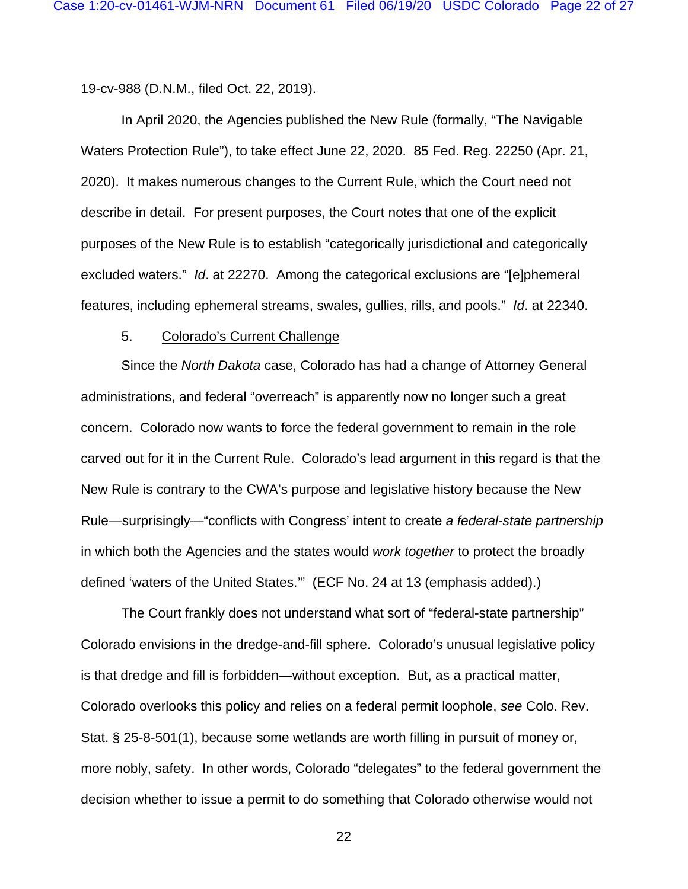19-cv-988 (D.N.M., filed Oct. 22, 2019).

In April 2020, the Agencies published the New Rule (formally, "The Navigable Waters Protection Rule"), to take effect June 22, 2020. 85 Fed. Reg. 22250 (Apr. 21, 2020). It makes numerous changes to the Current Rule, which the Court need not describe in detail. For present purposes, the Court notes that one of the explicit purposes of the New Rule is to establish "categorically jurisdictional and categorically excluded waters." *Id*. at 22270. Among the categorical exclusions are "[e]phemeral features, including ephemeral streams, swales, gullies, rills, and pools." *Id*. at 22340.

5. Colorado's Current Challenge

Since the *North Dakota* case, Colorado has had a change of Attorney General administrations, and federal "overreach" is apparently now no longer such a great concern. Colorado now wants to force the federal government to remain in the role carved out for it in the Current Rule. Colorado's lead argument in this regard is that the New Rule is contrary to the CWA's purpose and legislative history because the New Rule—surprisingly—"conflicts with Congress' intent to create *a federal-state partnership* in which both the Agencies and the states would *work together* to protect the broadly defined 'waters of the United States.'" (ECF No. 24 at 13 (emphasis added).)

The Court frankly does not understand what sort of "federal-state partnership" Colorado envisions in the dredge-and-fill sphere. Colorado's unusual legislative policy is that dredge and fill is forbidden—without exception. But, as a practical matter, Colorado overlooks this policy and relies on a federal permit loophole, *see* Colo. Rev. Stat. § 25-8-501(1), because some wetlands are worth filling in pursuit of money or, more nobly, safety. In other words, Colorado "delegates" to the federal government the decision whether to issue a permit to do something that Colorado otherwise would not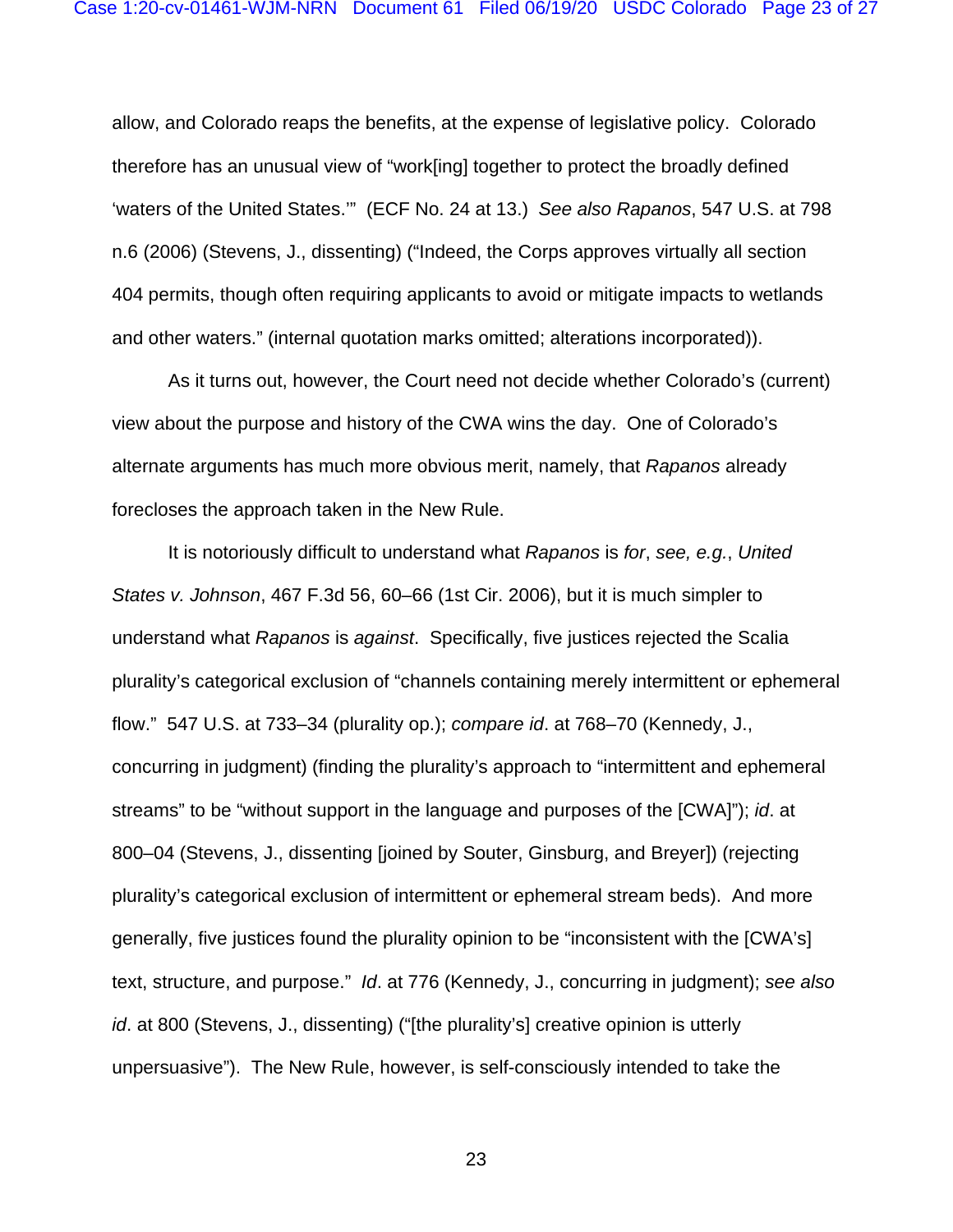allow, and Colorado reaps the benefits, at the expense of legislative policy. Colorado therefore has an unusual view of "work[ing] together to protect the broadly defined 'waters of the United States.'" (ECF No. 24 at 13.) *See also Rapanos*, 547 U.S. at 798 n.6 (2006) (Stevens, J., dissenting) ("Indeed, the Corps approves virtually all section 404 permits, though often requiring applicants to avoid or mitigate impacts to wetlands and other waters." (internal quotation marks omitted; alterations incorporated)).

As it turns out, however, the Court need not decide whether Colorado's (current) view about the purpose and history of the CWA wins the day. One of Colorado's alternate arguments has much more obvious merit, namely, that *Rapanos* already forecloses the approach taken in the New Rule.

It is notoriously difficult to understand what *Rapanos* is *for*, *see, e.g.*, *United States v. Johnson*, 467 F.3d 56, 60–66 (1st Cir. 2006), but it is much simpler to understand what *Rapanos* is *against*. Specifically, five justices rejected the Scalia plurality's categorical exclusion of "channels containing merely intermittent or ephemeral flow." 547 U.S. at 733–34 (plurality op.); *compare id*. at 768–70 (Kennedy, J., concurring in judgment) (finding the plurality's approach to "intermittent and ephemeral streams" to be "without support in the language and purposes of the [CWA]"); *id*. at 800–04 (Stevens, J., dissenting [joined by Souter, Ginsburg, and Breyer]) (rejecting plurality's categorical exclusion of intermittent or ephemeral stream beds). And more generally, five justices found the plurality opinion to be "inconsistent with the [CWA's] text, structure, and purpose." *Id*. at 776 (Kennedy, J., concurring in judgment); *see also id*. at 800 (Stevens, J., dissenting) ("[the plurality's] creative opinion is utterly unpersuasive"). The New Rule, however, is self-consciously intended to take the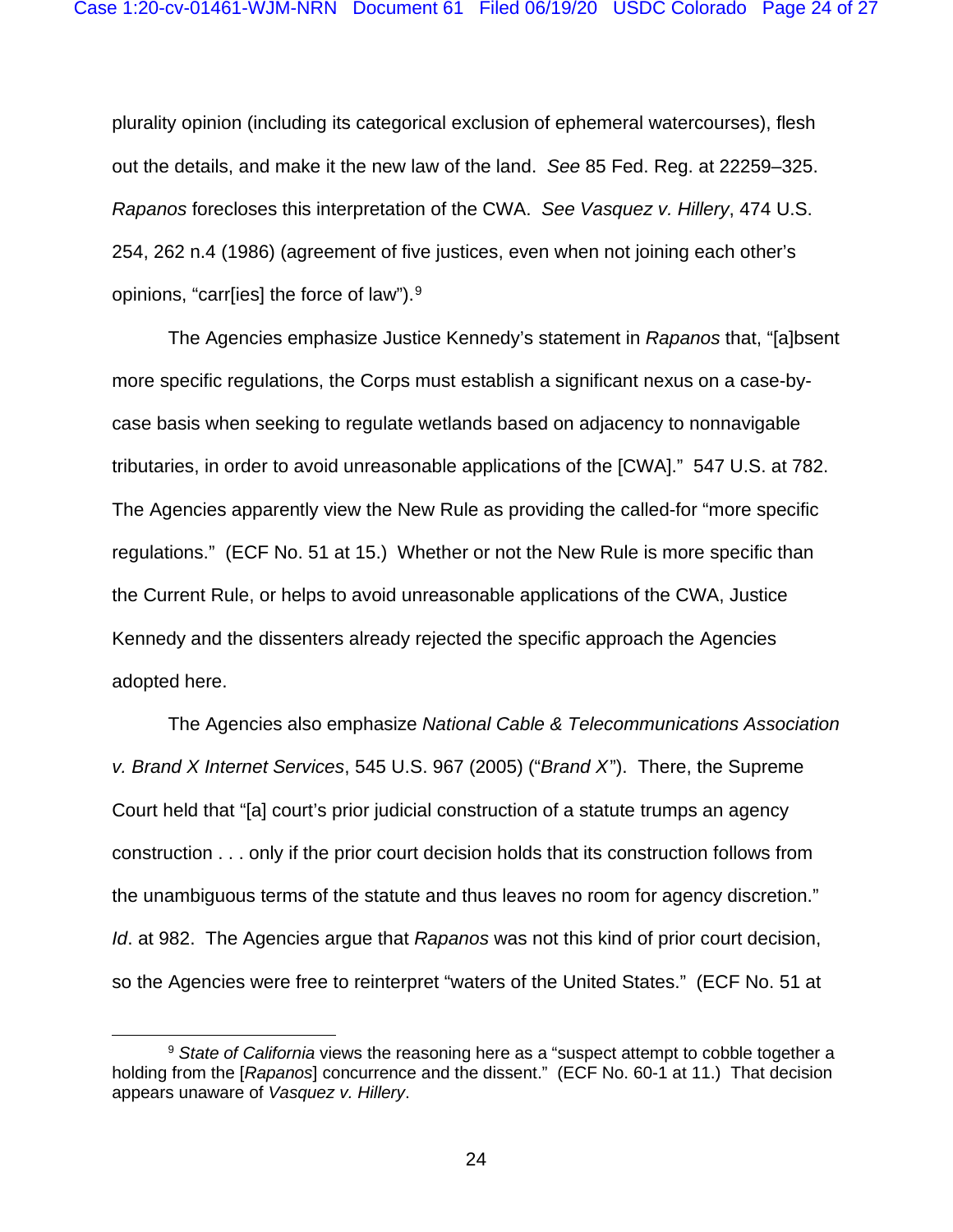plurality opinion (including its categorical exclusion of ephemeral watercourses), flesh out the details, and make it the new law of the land. *See* 85 Fed. Reg. at 22259–325. *Rapanos* forecloses this interpretation of the CWA. *See Vasquez v. Hillery*, 474 U.S. 254, 262 n.4 (1986) (agreement of five justices, even when not joining each other's opinions, "carr[ies] the force of law").[9]

The Agencies emphasize Justice Kennedy's statement in *Rapanos* that, "[a]bsent more specific regulations, the Corps must establish a significant nexus on a case-by-case basis when seeking to regulate wetlands based on adjacency to nonnavigable tributaries, in order to avoid unreasonable applications of the [CWA]." 547 U.S. at 782. The Agencies apparently view the New Rule as providing the called-for "more specific regulations." (ECF No. 51 at 15.) Whether or not the New Rule is more specific than the Current Rule, or helps to avoid unreasonable applications of the CWA, Justice Kennedy and the dissenters already rejected the specific approach the Agencies adopted here.

The Agencies also emphasize *National Cable & Telecommunications Association v. Brand X Internet Services*, 545 U.S. 967 (2005) ("*Brand X*"). There, the Supreme Court held that "[a] court's prior judicial construction of a statute trumps an agency construction . . . only if the prior court decision holds that its construction follows from the unambiguous terms of the statute and thus leaves no room for agency discretion." *Id*. at 982. The Agencies argue that *Rapanos* was not this kind of prior court decision, so the Agencies were free to reinterpret "waters of the United States." (ECF No. 51 at

---

[9] *State of California* views the reasoning here as a "suspect attempt to cobble together a holding from the [*Rapanos*] concurrence and the dissent." (ECF No. 60-1 at 11.) That decision appears unaware of *Vasquez v. Hillery*.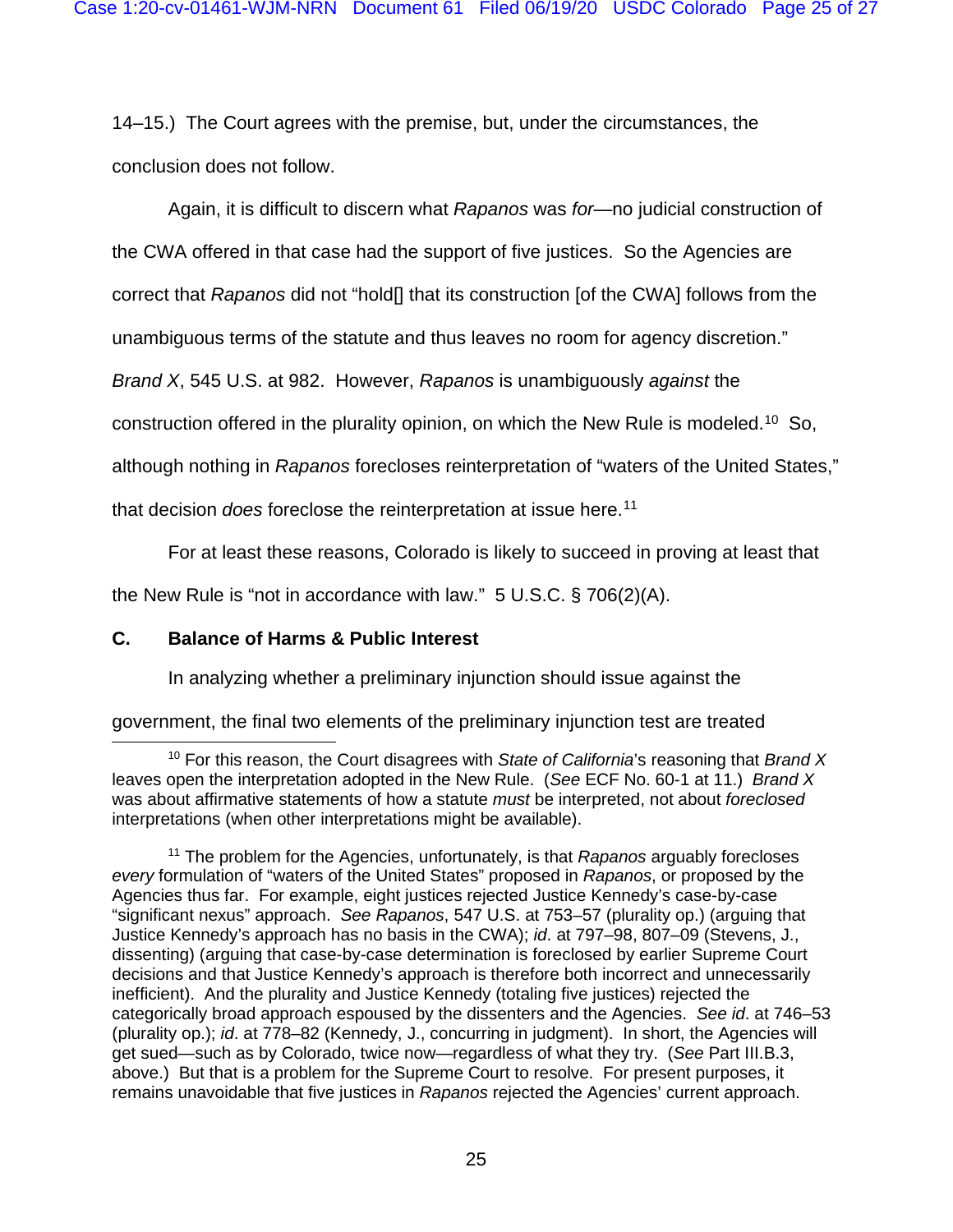14–15.) The Court agrees with the premise, but, under the circumstances, the conclusion does not follow.

Again, it is difficult to discern what *Rapanos* was *for*—no judicial construction of the CWA offered in that case had the support of five justices. So the Agencies are correct that *Rapanos* did not "hold[] that its construction [of the CWA] follows from the unambiguous terms of the statute and thus leaves no room for agency discretion." *Brand X*, 545 U.S. at 982. However, *Rapanos* is unambiguously *against* the construction offered in the plurality opinion, on which the New Rule is modeled.[10] So, although nothing in *Rapanos* forecloses reinterpretation of "waters of the United States," that decision *does* foreclose the reinterpretation at issue here.[11]

For at least these reasons, Colorado is likely to succeed in proving at least that the New Rule is "not in accordance with law." 5 U.S.C. § 706(2)(A).

### C. Balance of Harms & Public Interest

In analyzing whether a preliminary injunction should issue against the government, the final two elements of the preliminary injunction test are treated

---

[10] For this reason, the Court disagrees with *State of California*'s reasoning that *Brand X* leaves open the interpretation adopted in the New Rule. (*See* ECF No. 60-1 at 11.) *Brand X* was about affirmative statements of how a statute *must* be interpreted, not about *foreclosed* interpretations (when other interpretations might be available).

[11] The problem for the Agencies, unfortunately, is that *Rapanos* arguably forecloses *every* formulation of "waters of the United States" proposed in *Rapanos*, or proposed by the Agencies thus far. For example, eight justices rejected Justice Kennedy's case-by-case "significant nexus" approach. *See Rapanos*, 547 U.S. at 753–57 (plurality op.) (arguing that Justice Kennedy's approach has no basis in the CWA); *id*. at 797–98, 807–09 (Stevens, J., dissenting) (arguing that case-by-case determination is foreclosed by earlier Supreme Court decisions and that Justice Kennedy's approach is therefore both incorrect and unnecessarily inefficient). And the plurality and Justice Kennedy (totaling five justices) rejected the categorically broad approach espoused by the dissenters and the Agencies. *See id*. at 746–53 (plurality op.); *id*. at 778–82 (Kennedy, J., concurring in judgment). In short, the Agencies will get sued—such as by Colorado, twice now—regardless of what they try. (*See* Part III.B.3, above.) But that is a problem for the Supreme Court to resolve. For present purposes, it remains unavoidable that five justices in *Rapanos* rejected the Agencies' current approach.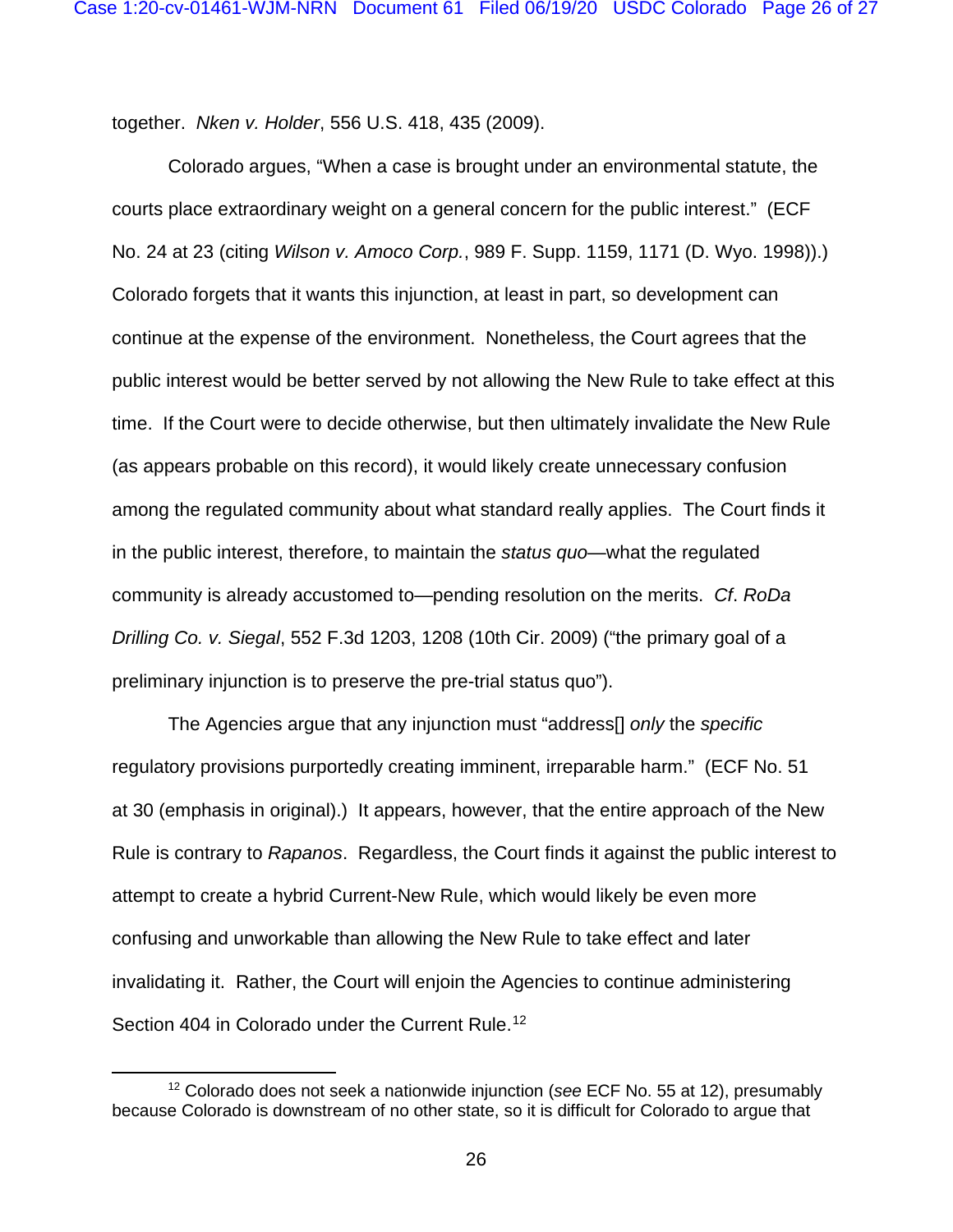together. *Nken v. Holder*, 556 U.S. 418, 435 (2009).

Colorado argues, "When a case is brought under an environmental statute, the courts place extraordinary weight on a general concern for the public interest." (ECF No. 24 at 23 (citing *Wilson v. Amoco Corp.*, 989 F. Supp. 1159, 1171 (D. Wyo. 1998)).) Colorado forgets that it wants this injunction, at least in part, so development can continue at the expense of the environment. Nonetheless, the Court agrees that the public interest would be better served by not allowing the New Rule to take effect at this time. If the Court were to decide otherwise, but then ultimately invalidate the New Rule (as appears probable on this record), it would likely create unnecessary confusion among the regulated community about what standard really applies. The Court finds it in the public interest, therefore, to maintain the *status quo*—what the regulated community is already accustomed to—pending resolution on the merits. *Cf*. *RoDa Drilling Co. v. Siegal*, 552 F.3d 1203, 1208 (10th Cir. 2009) ("the primary goal of a preliminary injunction is to preserve the pre-trial status quo").

The Agencies argue that any injunction must "address[] *only* the *specific* regulatory provisions purportedly creating imminent, irreparable harm." (ECF No. 51 at 30 (emphasis in original).) It appears, however, that the entire approach of the New Rule is contrary to *Rapanos*. Regardless, the Court finds it against the public interest to attempt to create a hybrid Current-New Rule, which would likely be even more confusing and unworkable than allowing the New Rule to take effect and later invalidating it. Rather, the Court will enjoin the Agencies to continue administering Section 404 in Colorado under the Current Rule.[12]

---

[12] Colorado does not seek a nationwide injunction (*see* ECF No. 55 at 12), presumably because Colorado is downstream of no other state, so it is difficult for Colorado to argue that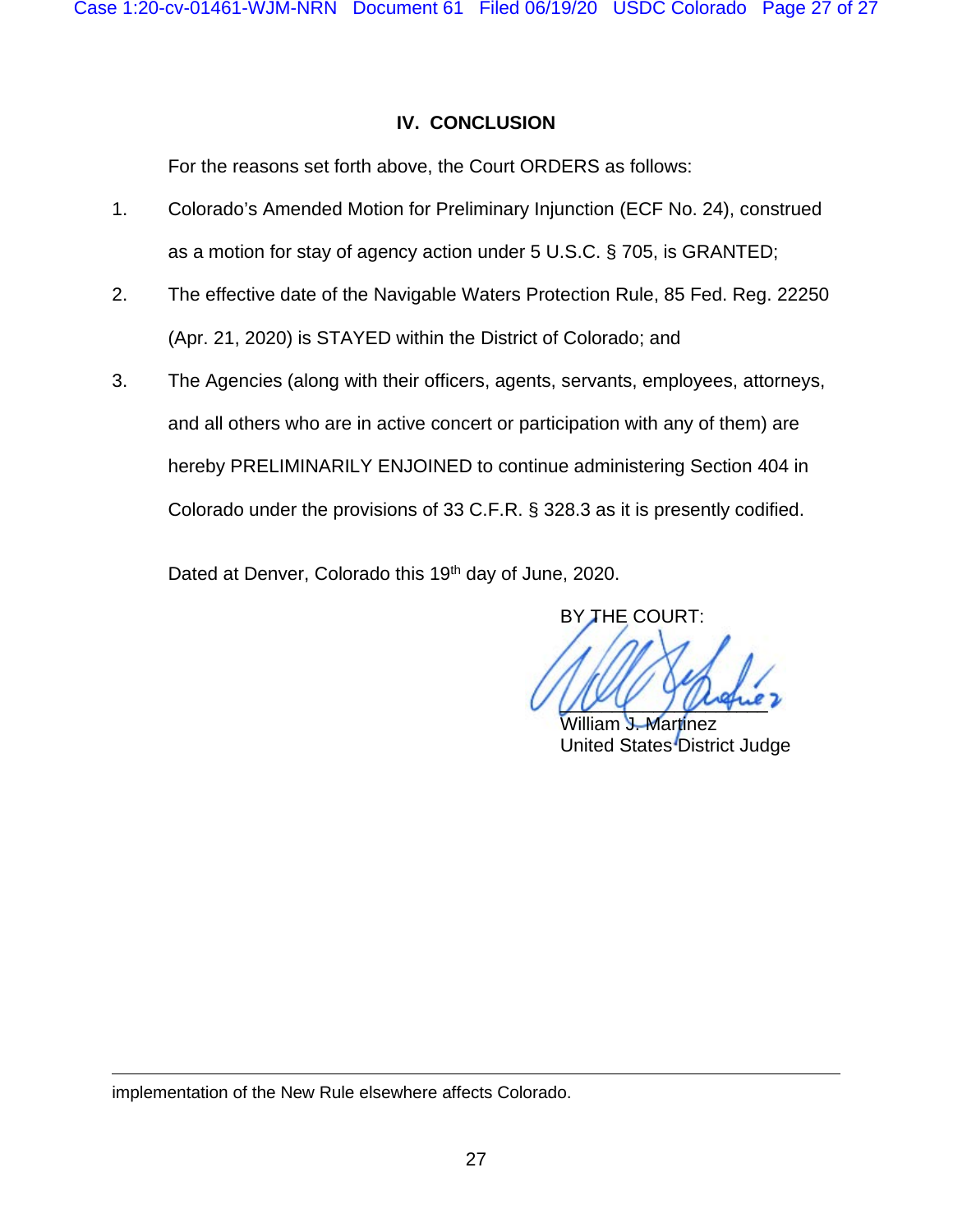## IV. CONCLUSION

For the reasons set forth above, the Court ORDERS as follows:

1. Colorado's Amended Motion for Preliminary Injunction (ECF No. 24), construed as a motion for stay of agency action under 5 U.S.C. § 705, is GRANTED;
2. The effective date of the Navigable Waters Protection Rule, 85 Fed. Reg. 22250 (Apr. 21, 2020) is STAYED within the District of Colorado; and
3. The Agencies (along with their officers, agents, servants, employees, attorneys, and all others who are in active concert or participation with any of them) are hereby PRELIMINARILY ENJOINED to continue administering Section 404 in Colorado under the provisions of 33 C.F.R. § 328.3 as it is presently codified.

Dated at Denver, Colorado this 19th day of June, 2020.

BY THE COURT:

William J. Martinez
United States District Judge

---

implementation of the New Rule elsewhere affects Colorado.